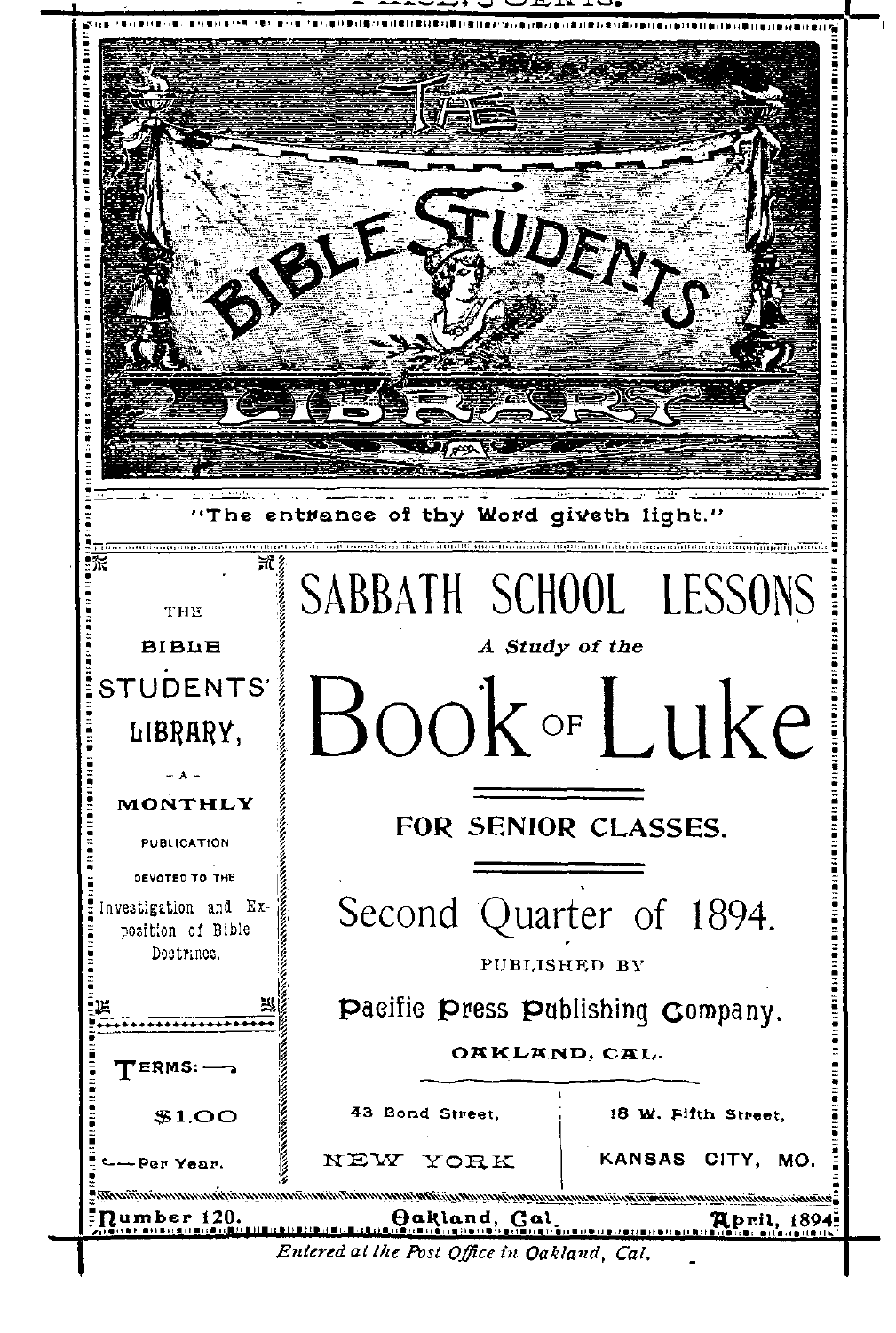# THE BIBLE STUDENTS' LIBRARY

"The entrance of thy Word giveth light."

THE BIBLE STUDENTS' LIBRARY, — A — MONTHLY PUBLICATION DEVOTED TO THE Investigation and Exposition of Bible Doctrines.

TERMS: $1.00 Per Year.

# SABBATH SCHOOL LESSONS

*A Study of the*

# Book of Luke

## FOR SENIOR CLASSES.

## Second Quarter of 1894.

PUBLISHED BY

**Pacific Press Publishing Company.**

OAKLAND, CAL.

| 43 Bond Street, NEW YORK | 18 W. Fifth Street, KANSAS CITY, MO. |
| --- | --- |

Number 120. Oakland, Cal. April, 1894.

*Entered at the Post Office in Oakland, Cal.*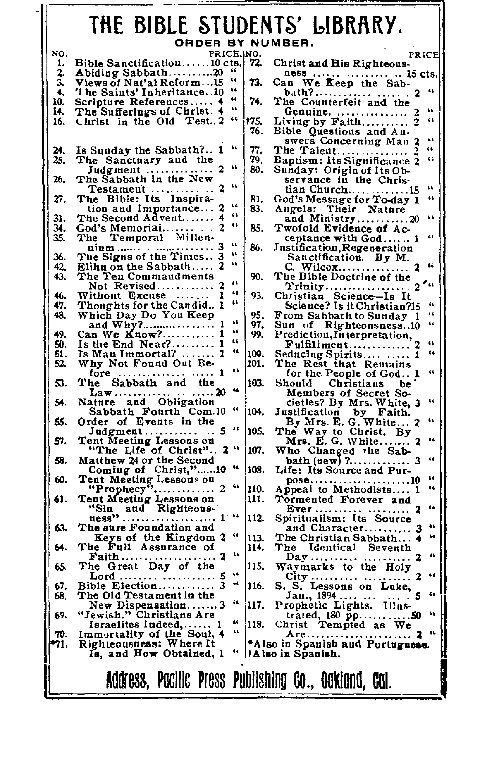# THE BIBLE STUDENTS' LIBRARY.

**ORDER BY NUMBER.**

| NO. | | PRICE. |
|---|---|---|
| 1. | Bible Sanctification | 10 cts. |
| 2. | Abiding Sabbath | 20 " |
| 3. | Views of Nat'al Reform | 15 " |
| 4. | The Saints' Inheritance | 10 " |
| 10. | Scripture References | 4 " |
| 14. | The Sufferings of Christ | 4 " |
| 16. | Christ in the Old Test. | 2 " |
| 24. | Is Sunday the Sabbath? | 1 " |
| 25. | The Sanctuary and the Judgment | 2 " |
| 26. | The Sabbath in the New Testament | 2 " |
| 27. | The Bible: Its Inspiration and Importance | 2 " |
| 31. | The Second Advent | 4 " |
| 34. | God's Memorial | 2 " |
| 35. | The Temporal Millennium | 3 " |
| 36. | The Signs of the Times | 3 " |
| 42. | Elihu on the Sabbath | 2 " |
| 43. | The Ten Commandments Not Revised | 2 " |
| 46. | Without Excuse | 1 " |
| 47. | Thoughts for the Candid | 1 " |
| 48. | Which Day Do You Keep and Why? | 1 " |
| 49. | Can We Know? | 1 " |
| 50. | Is the End Near? | 1 " |
| 51. | Is Man Immortal? | 1 " |
| 52. | Why Not Found Out Before | 1 " |
| 53. | The Sabbath and the Law | 20 " |
| 54. | Nature and Obligation Sabbath Fourth Com. | 10 " |
| 55. | Order of Events in the Judgment | 5 " |
| 57. | Tent Meeting Lessons on "The Life of Christ" | 2 " |
| 58. | Matthew 24 or the Second Coming of Christ," | 10 " |
| 60. | Tent Meeting Lessons on "Prophecy" | 2 " |
| 61. | Tent Meeting Lessons on "Sin and Righteousness" | 1 " |
| 63. | The sure Foundation and Keys of the Kingdom | 2 " |
| 64. | The Full Assurance of Faith | 2 " |
| 65. | The Great Day of the Lord | 5 " |
| 67. | Bible Election | 3 " |
| 68. | The Old Testament in the New Dispensation | 3 " |
| 69. | "Jewish," Christians Are Israelites Indeed, | 1 " |
| 70. | Immortality of the Soul, | 4 " |
| *71. | Righteousness: Where It Is, and How Obtained, | 1 " |
| 72. | Christ and His Righteousness | 15 cts. |
| 73. | Can We Keep the Sabbath? | 2 " |
| 74. | The Counterfeit and the Genuine | 2 " |
| †75. | Living by Faith | 2 " |
| 76. | Bible Questions and Answers Concerning Man | 2 " |
| 77. | The Talent | 2 " |
| 79. | Baptism: Its Significance | 2 " |
| 80. | Sunday: Origin of Its Observance in the Christian Church | 15 " |
| 81. | God's Message for To-day | 1 " |
| 83. | Angels: Their Nature and Ministry | 20 " |
| 85. | Twofold Evidence of Acceptance with God | 1 " |
| 86. | Justification, Regeneration Sanctification. By M. C. Wilcox | 2 " |
| 90. | The Bible Doctrine of the Trinity | 2 " |
| 93. | Christian Science—Is It Science? Is it Christian? | 15 " |
| 95. | From Sabbath to Sunday | 1 " |
| 97. | Sun of Righteousness | 10 " |
| 99. | Prediction, Interpretation, Fulfillment | 2 " |
| 100. | Seducing Spirits | 1 " |
| 101. | The Rest that Remains for the People of God | 1 " |
| 103. | Should Christians be Members of Secret Societies? By Mrs. White, | 3 " |
| 104. | Justification by Faith. By Mrs. E. G. White | 2 " |
| 105. | The Way to Christ. By Mrs. E. G. White | 2 " |
| 107. | Who Changed the Sabbath (new)? | 3 " |
| 108. | Life: Its Source and Purpose | 10 " |
| 110. | Appeal to Methodists | 1 " |
| 111. | Tormented Forever and Ever | 2 " |
| 112. | Spiritualism: Its Source and Character | 3 " |
| 113. | The Christian Sabbath | 4 " |
| 114. | The Identical Seventh Day | 2 " |
| 115. | Waymarks to the Holy City | 2 " |
| 116. | S. S. Lessons on Luke, Jan., 1894 | 5 " |
| 117. | Prophetic Lights. Illustrated, 180 pp. | 50 " |
| 118. | Christ Tempted as We Are | 2 " |

*Also in Spanish and Portuguese.
†Also in Spanish.

**Address, Pacific Press Publishing Co., Oakland, Cal.**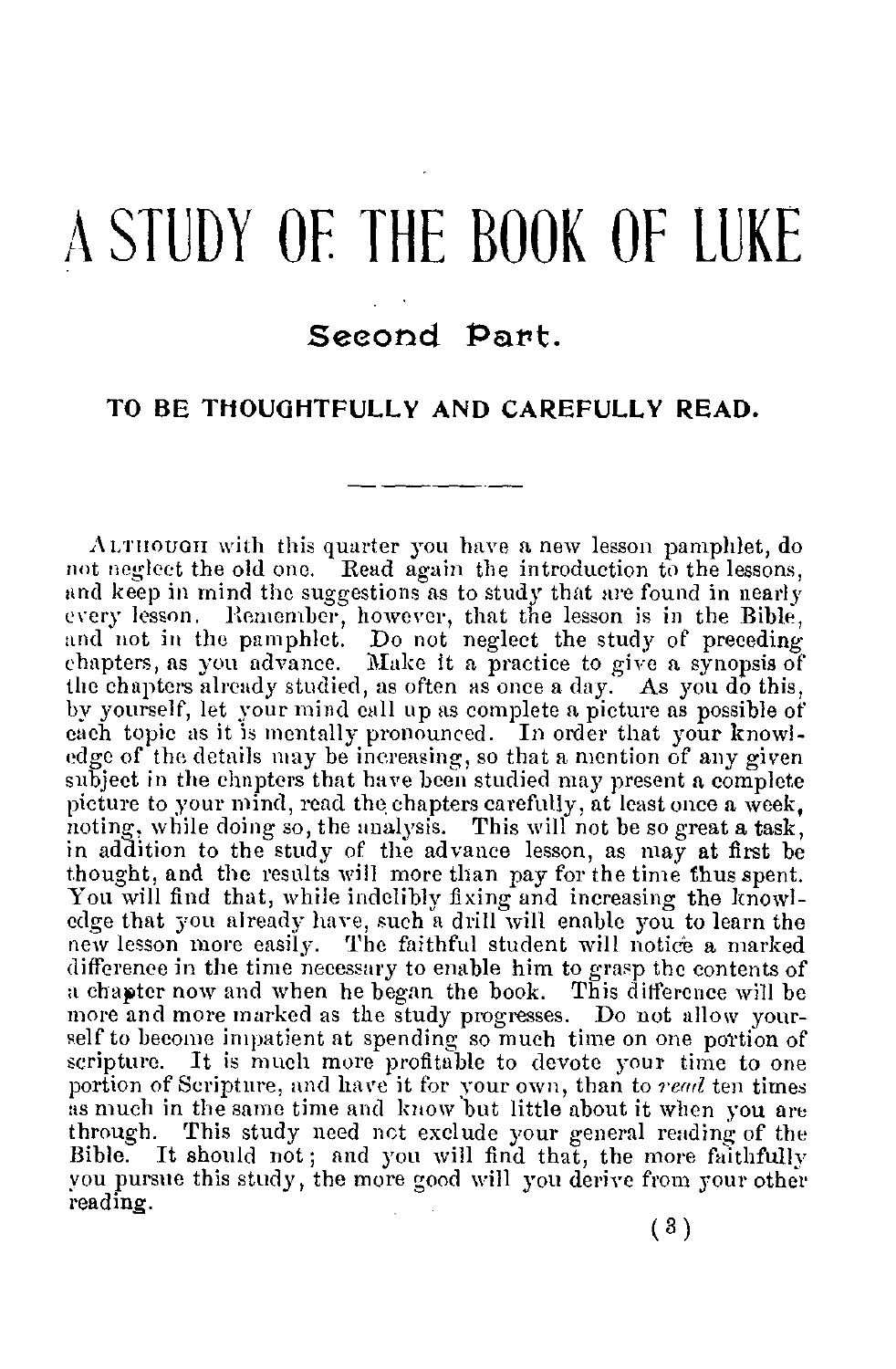# A STUDY OF THE BOOK OF LUKE

## Second Part.

### TO BE THOUGHTFULLY AND CAREFULLY READ.

---

Although with this quarter you have a new lesson pamphlet, do not neglect the old one. Read again the introduction to the lessons, and keep in mind the suggestions as to study that are found in nearly every lesson. Remember, however, that the lesson is in the Bible, and not in the pamphlet. Do not neglect the study of preceding chapters, as you advance. Make it a practice to give a synopsis of the chapters already studied, as often as once a day. As you do this, by yourself, let your mind call up as complete a picture as possible of each topic as it is mentally pronounced. In order that your knowledge of the details may be increasing, so that a mention of any given subject in the chapters that have been studied may present a complete picture to your mind, read the chapters carefully, at least once a week, noting, while doing so, the analysis. This will not be so great a task, in addition to the study of the advance lesson, as may at first be thought, and the results will more than pay for the time thus spent. You will find that, while indelibly fixing and increasing the knowledge that you already have, such a drill will enable you to learn the new lesson more easily. The faithful student will notice a marked difference in the time necessary to enable him to grasp the contents of a chapter now and when he began the book. This difference will be more and more marked as the study progresses. Do not allow yourself to become impatient at spending so much time on one portion of scripture. It is much more profitable to devote your time to one portion of Scripture, and have it for your own, than to *read* ten times as much in the same time and know but little about it when you are through. This study need not exclude your general reading of the Bible. It should not; and you will find that, the more faithfully you pursue this study, the more good will you derive from your other reading.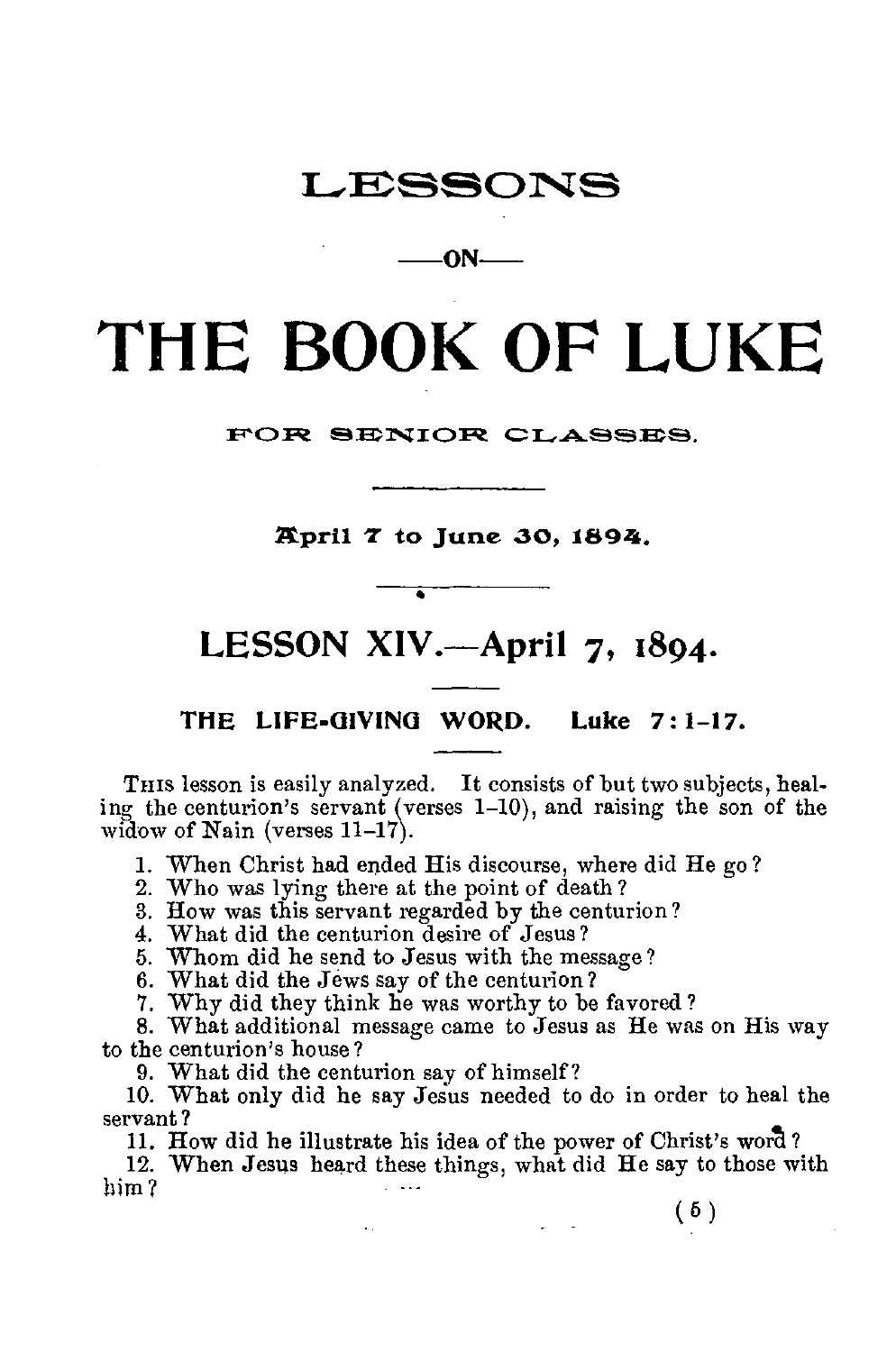# LESSONS

—ON—

# THE BOOK OF LUKE

FOR SENIOR CLASSES.

**April 7 to June 30, 1894.**

## LESSON XIV.—April 7, 1894.

### THE LIFE-GIVING WORD. Luke 7:1-17.

THIS lesson is easily analyzed. It consists of but two subjects, healing the centurion's servant (verses 1-10), and raising the son of the widow of Nain (verses 11-17).

1. When Christ had ended His discourse, where did He go?
2. Who was lying there at the point of death?
3. How was this servant regarded by the centurion?
4. What did the centurion desire of Jesus?
5. Whom did he send to Jesus with the message?
6. What did the Jews say of the centurion?
7. Why did they think he was worthy to be favored?
8. What additional message came to Jesus as He was on His way to the centurion's house?
9. What did the centurion say of himself?
10. What only did he say Jesus needed to do in order to heal the servant?
11. How did he illustrate his idea of the power of Christ's word?
12. When Jesus heard these things, what did He say to those with him?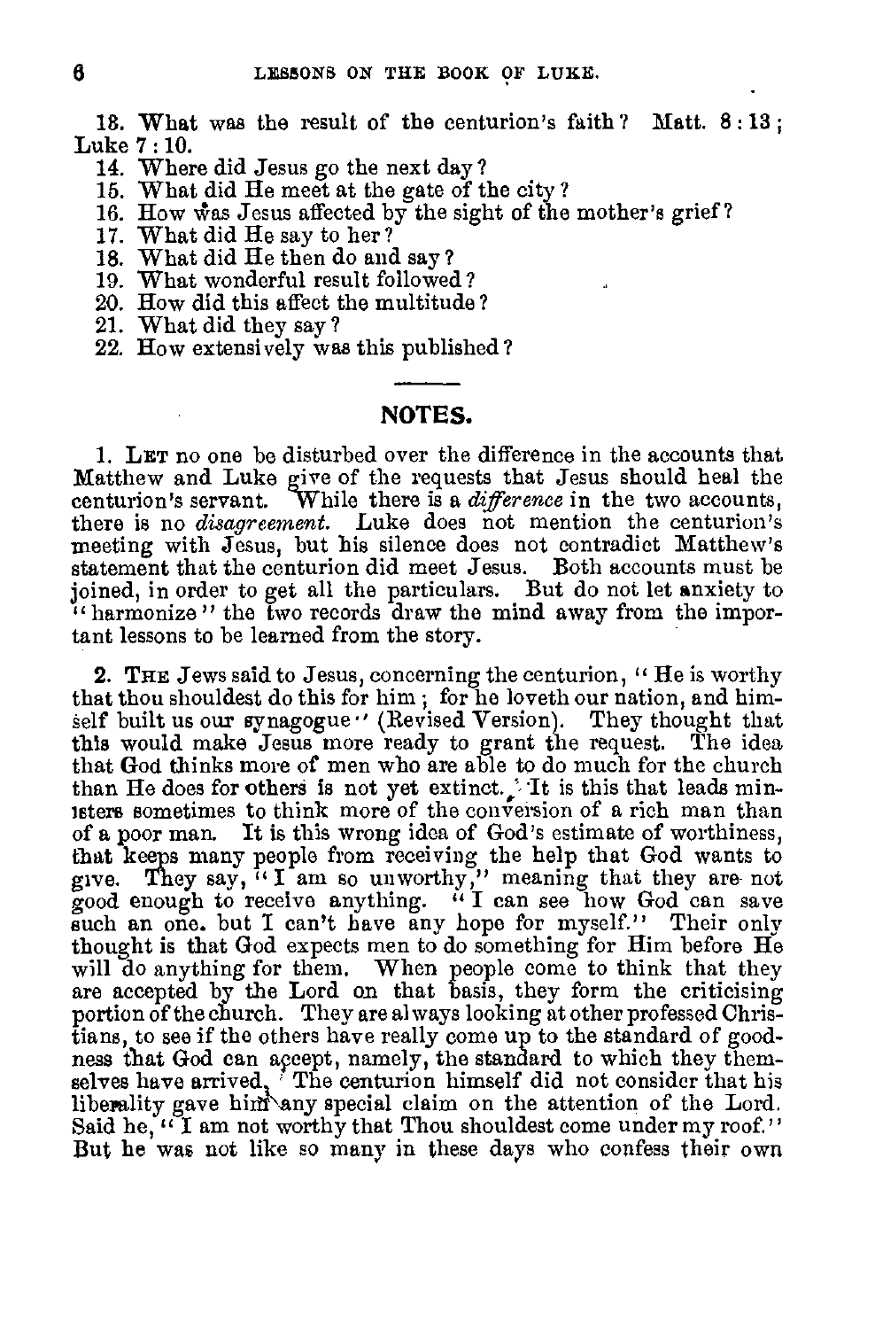13. What was the result of the centurion's faith? Matt. 8:13; Luke 7:10.

14. Where did Jesus go the next day?
15. What did He meet at the gate of the city?
16. How was Jesus affected by the sight of the mother's grief?
17. What did He say to her?
18. What did He then do and say?
19. What wonderful result followed?
20. How did this affect the multitude?
21. What did they say?
22. How extensively was this published?

---

## NOTES.

1. LET no one be disturbed over the difference in the accounts that Matthew and Luke give of the requests that Jesus should heal the centurion's servant. While there is a *difference* in the two accounts, there is no *disagreement*. Luke does not mention the centurion's meeting with Jesus, but his silence does not contradict Matthew's statement that the centurion did meet Jesus. Both accounts must be joined, in order to get all the particulars. But do not let anxiety to "harmonize" the two records draw the mind away from the important lessons to be learned from the story.

2. THE Jews said to Jesus, concerning the centurion, "He is worthy that thou shouldest do this for him; for he loveth our nation, and himself built us our synagogue" (Revised Version). They thought that this would make Jesus more ready to grant the request. The idea that God thinks more of men who are able to do much for the church than He does for others is not yet extinct. It is this that leads ministers sometimes to think more of the conversion of a rich man than of a poor man. It is this wrong idea of God's estimate of worthiness, that keeps many people from receiving the help that God wants to give. They say, "I am so unworthy," meaning that they are not good enough to receive anything. "I can see how God can save such an one. but I can't have any hope for myself." Their only thought is that God expects men to do something for Him before He will do anything for them. When people come to think that they are accepted by the Lord on that basis, they form the criticising portion of the church. They are always looking at other professed Christians, to see if the others have really come up to the standard of goodness that God can accept, namely, the standard to which they themselves have arrived. The centurion himself did not consider that his liberality gave him any special claim on the attention of the Lord. Said he, "I am not worthy that Thou shouldest come under my roof." But he was not like so many in these days who confess their own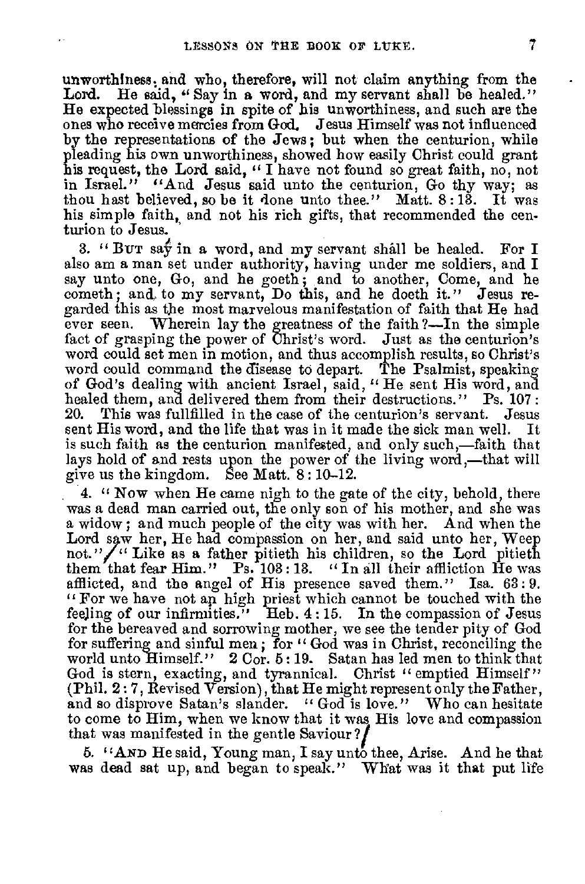unworthiness. and who, therefore, will not claim anything from the Lord. He said, "Say in a word, and my servant shall be healed." He expected blessings in spite of his unworthiness, and such are the ones who receive mercies from God. Jesus Himself was not influenced by the representations of the Jews; but when the centurion, while pleading his own unworthiness, showed how easily Christ could grant his request, the Lord said, "I have not found so great faith, no, not in Israel." "And Jesus said unto the centurion, Go thy way; as thou hast believed, so be it done unto thee." Matt. 8:13. It was his simple faith, and not his rich gifts, that recommended the centurion to Jesus.

3. "BUT say in a word, and my servant shall be healed. For I also am a man set under authority, having under me soldiers, and I say unto one, Go, and he goeth; and to another, Come, and he cometh; and to my servant, Do this, and he doeth it." Jesus regarded this as the most marvelous manifestation of faith that He had ever seen. Wherein lay the greatness of the faith?—In the simple fact of grasping the power of Christ's word. Just as the centurion's word could set men in motion, and thus accomplish results, so Christ's word could command the disease to depart. The Psalmist, speaking of God's dealing with ancient Israel, said, "He sent His word, and healed them, and delivered them from their destructions." Ps. 107:20. This was fullfilled in the case of the centurion's servant. Jesus sent His word, and the life that was in it made the sick man well. It is such faith as the centurion manifested, and only such,—faith that lays hold of and rests upon the power of the living word,—that will give us the kingdom. See Matt. 8:10–12.

4. "NOW when He came nigh to the gate of the city, behold, there was a dead man carried out, the only son of his mother, and she was a widow; and much people of the city was with her. And when the Lord saw her, He had compassion on her, and said unto her, Weep not." "Like as a father pitieth his children, so the Lord pitieth them that fear Him." Ps. 103:13. "In all their affliction He was afflicted, and the angel of His presence saved them." Isa. 63:9. "For we have not an high priest which cannot be touched with the feeling of our infirmities." Heb. 4:15. In the compassion of Jesus for the bereaved and sorrowing mother, we see the tender pity of God for suffering and sinful men; for "God was in Christ, reconciling the world unto Himself." 2 Cor. 5:19. Satan has led men to think that God is stern, exacting, and tyrannical. Christ "emptied Himself" (Phil. 2:7, Revised Version), that He might represent only the Father, and so disprove Satan's slander. "God is love." Who can hesitate to come to Him, when we know that it was His love and compassion that was manifested in the gentle Saviour?

5. "AND He said, Young man, I say unto thee, Arise. And he that was dead sat up, and began to speak." What was it that put life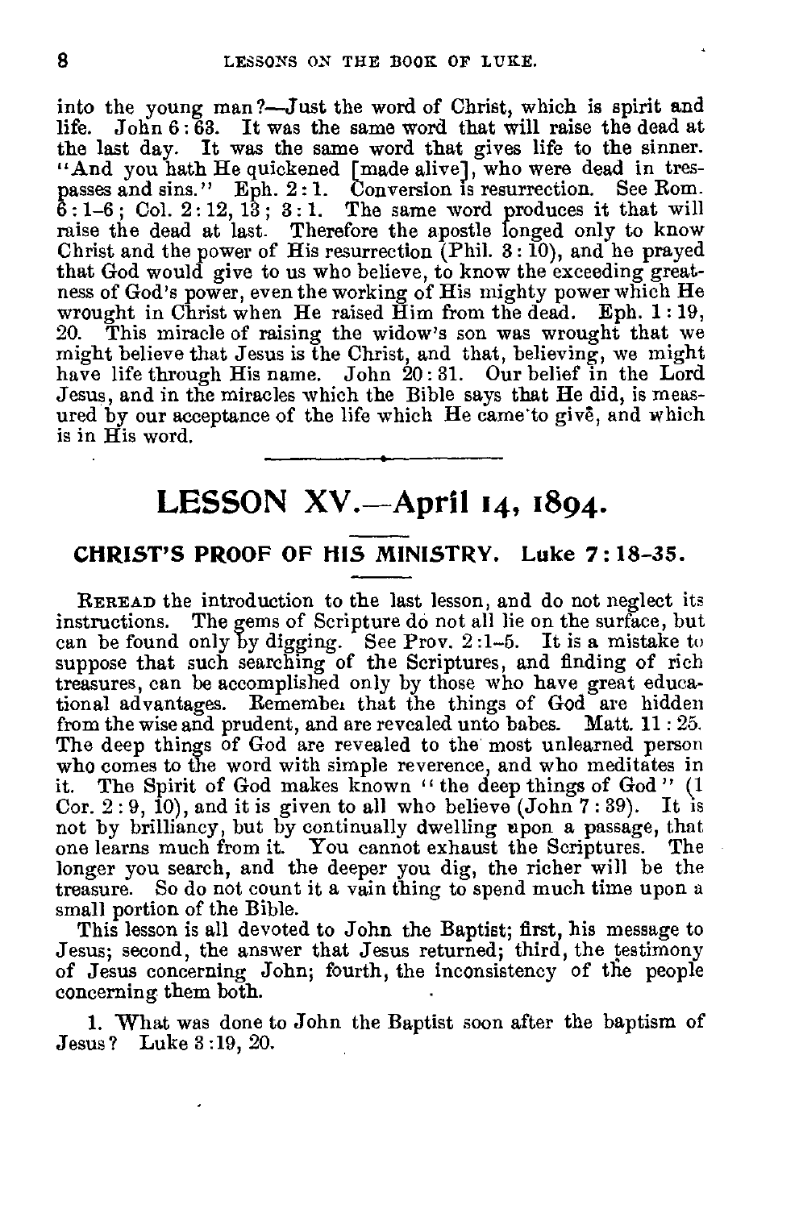into the young man?—Just the word of Christ, which is spirit and life. John 6:63. It was the same word that will raise the dead at the last day. It was the same word that gives life to the sinner. "And you hath He quickened [made alive], who were dead in trespasses and sins." Eph. 2:1. Conversion is resurrection. See Rom. 6:1-6; Col. 2:12, 13; 3:1. The same word produces it that will raise the dead at last. Therefore the apostle longed only to know Christ and the power of His resurrection (Phil. 3:10), and he prayed that God would give to us who believe, to know the exceeding greatness of God's power, even the working of His mighty power which He wrought in Christ when He raised Him from the dead. Eph. 1:19, 20. This miracle of raising the widow's son was wrought that we might believe that Jesus is the Christ, and that, believing, we might have life through His name. John 20:31. Our belief in the Lord Jesus, and in the miracles which the Bible says that He did, is measured by our acceptance of the life which He came to give, and which is in His word.

---

## LESSON XV.—April 14, 1894.

### CHRIST'S PROOF OF HIS MINISTRY. Luke 7:18-35.

REREAD the introduction to the last lesson, and do not neglect its instructions. The gems of Scripture do not all lie on the surface, but can be found only by digging. See Prov. 2:1-5. It is a mistake to suppose that such searching of the Scriptures, and finding of rich treasures, can be accomplished only by those who have great educational advantages. Remember that the things of God are hidden from the wise and prudent, and are revealed unto babes. Matt. 11:25. The deep things of God are revealed to the most unlearned person who comes to the word with simple reverence, and who meditates in it. The Spirit of God makes known "the deep things of God" (1 Cor. 2:9, 10), and it is given to all who believe (John 7:39). It is not by brilliancy, but by continually dwelling upon a passage, that one learns much from it. You cannot exhaust the Scriptures. The longer you search, and the deeper you dig, the richer will be the treasure. So do not count it a vain thing to spend much time upon a small portion of the Bible.

This lesson is all devoted to John the Baptist; first, his message to Jesus; second, the answer that Jesus returned; third, the testimony of Jesus concerning John; fourth, the inconsistency of the people concerning them both.

1. What was done to John the Baptist soon after the baptism of Jesus? Luke 3:19, 20.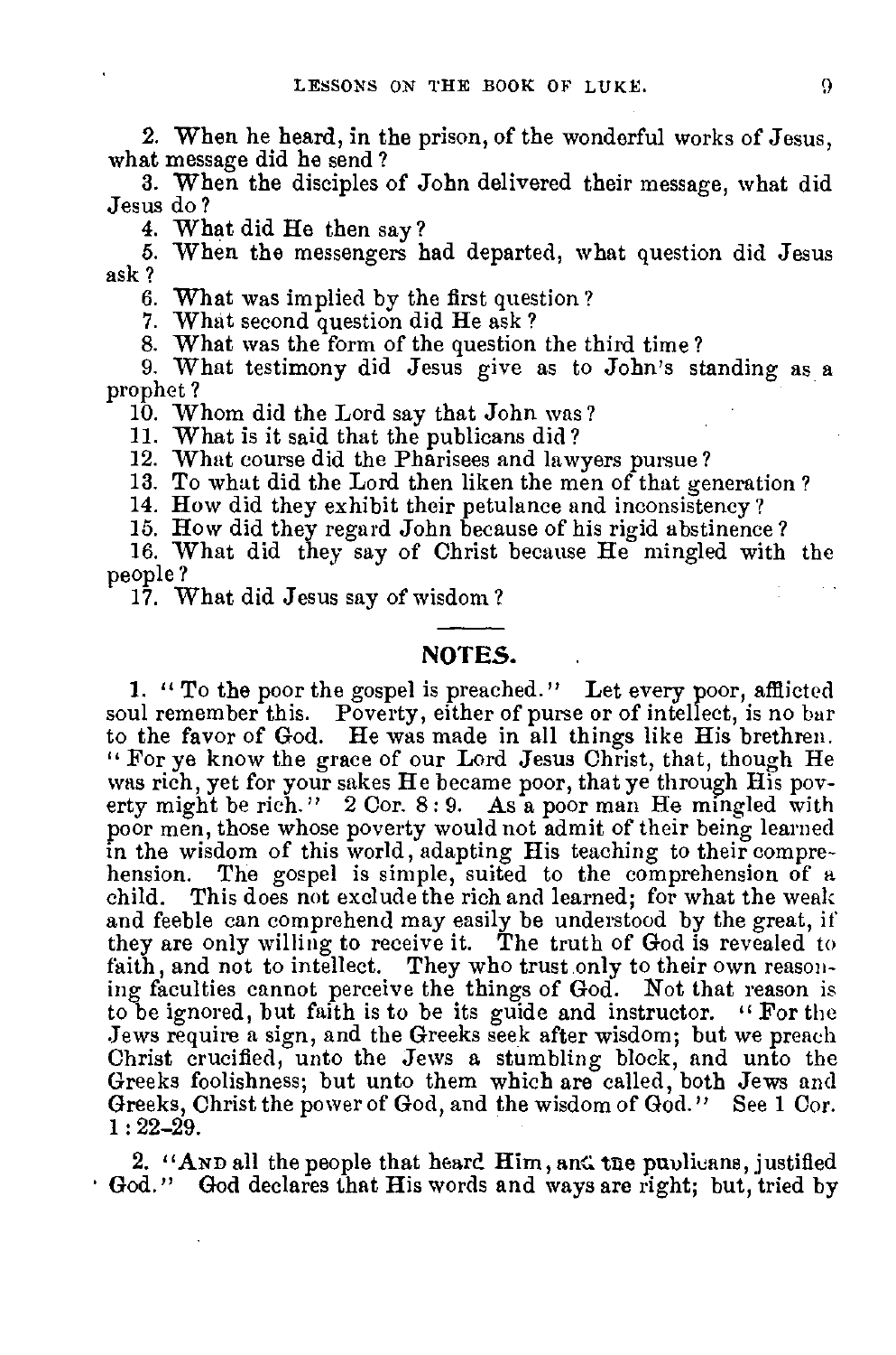2. When he heard, in the prison, of the wonderful works of Jesus, what message did he send?

3. When the disciples of John delivered their message, what did Jesus do?

4. What did He then say?

5. When the messengers had departed, what question did Jesus ask?

6. What was implied by the first question?

7. What second question did He ask?

8. What was the form of the question the third time?

9. What testimony did Jesus give as to John's standing as a prophet?

10. Whom did the Lord say that John was?

11. What is it said that the publicans did?

12. What course did the Pharisees and lawyers pursue?

13. To what did the Lord then liken the men of that generation?

14. How did they exhibit their petulance and inconsistency?

15. How did they regard John because of his rigid abstinence?

16. What did they say of Christ because He mingled with the people?

17. What did Jesus say of wisdom?

## NOTES.

1. "To the poor the gospel is preached." Let every poor, afflicted soul remember this. Poverty, either of purse or of intellect, is no bar to the favor of God. He was made in all things like His brethren. "For ye know the grace of our Lord Jesus Christ, that, though He was rich, yet for your sakes He became poor, that ye through His poverty might be rich." 2 Cor. 8 : 9. As a poor man He mingled with poor men, those whose poverty would not admit of their being learned in the wisdom of this world, adapting His teaching to their comprehension. The gospel is simple, suited to the comprehension of a child. This does not exclude the rich and learned; for what the weak and feeble can comprehend may easily be understood by the great, if they are only willing to receive it. The truth of God is revealed to faith, and not to intellect. They who trust only to their own reasoning faculties cannot perceive the things of God. Not that reason is to be ignored, but faith is to be its guide and instructor. "For the Jews require a sign, and the Greeks seek after wisdom; but we preach Christ crucified, unto the Jews a stumbling block, and unto the Greeks foolishness; but unto them which are called, both Jews and Greeks, Christ the power of God, and the wisdom of God." See 1 Cor. 1 : 22–29.

2. "AND all the people that heard Him, and the publicans, justified God." God declares that His words and ways are right; but, tried by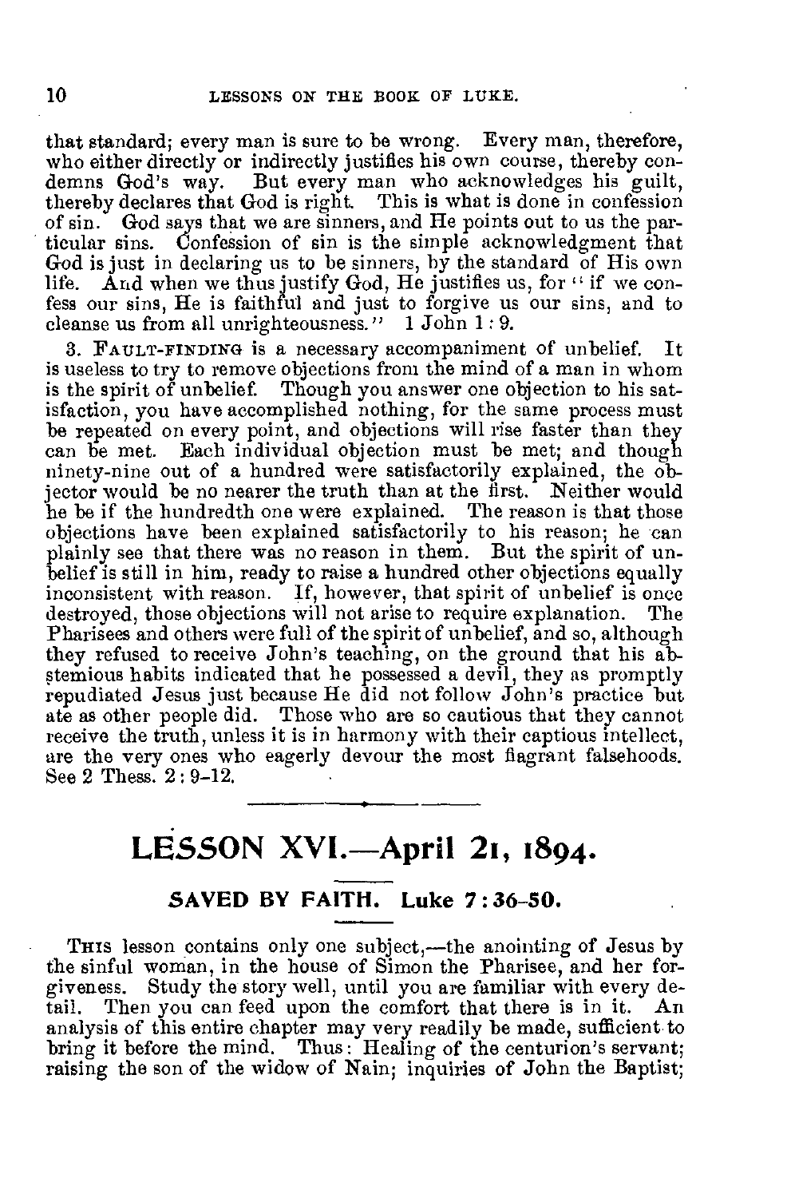that standard; every man is sure to be wrong. Every man, therefore, who either directly or indirectly justifies his own course, thereby condemns God's way. But every man who acknowledges his guilt, thereby declares that God is right. This is what is done in confession of sin. God says that we are sinners, and He points out to us the particular sins. Confession of sin is the simple acknowledgment that God is just in declaring us to be sinners, by the standard of His own life. And when we thus justify God, He justifies us, for "if we confess our sins, He is faithful and just to forgive us our sins, and to cleanse us from all unrighteousness." 1 John 1 : 9.

3. FAULT-FINDING is a necessary accompaniment of unbelief. It is useless to try to remove objections from the mind of a man in whom is the spirit of unbelief. Though you answer one objection to his satisfaction, you have accomplished nothing, for the same process must be repeated on every point, and objections will rise faster than they can be met. Each individual objection must be met; and though ninety-nine out of a hundred were satisfactorily explained, the objector would be no nearer the truth than at the first. Neither would he be if the hundredth one were explained. The reason is that those objections have been explained satisfactorily to his reason; he can plainly see that there was no reason in them. But the spirit of unbelief is still in him, ready to raise a hundred other objections equally inconsistent with reason. If, however, that spirit of unbelief is once destroyed, those objections will not arise to require explanation. The Pharisees and others were full of the spirit of unbelief, and so, although they refused to receive John's teaching, on the ground that his abstemious habits indicated that he possessed a devil, they as promptly repudiated Jesus just because He did not follow John's practice but ate as other people did. Those who are so cautious that they cannot receive the truth, unless it is in harmony with their captious intellect, are the very ones who eagerly devour the most flagrant falsehoods. See 2 Thess. 2 : 9–12.

---

## LESSON XVI.—April 21, 1894.

### SAVED BY FAITH. Luke 7 : 36–50.

THIS lesson contains only one subject,—the anointing of Jesus by the sinful woman, in the house of Simon the Pharisee, and her forgiveness. Study the story well, until you are familiar with every detail. Then you can feed upon the comfort that there is in it. An analysis of this entire chapter may very readily be made, sufficient to bring it before the mind. Thus: Healing of the centurion's servant; raising the son of the widow of Nain; inquiries of John the Baptist;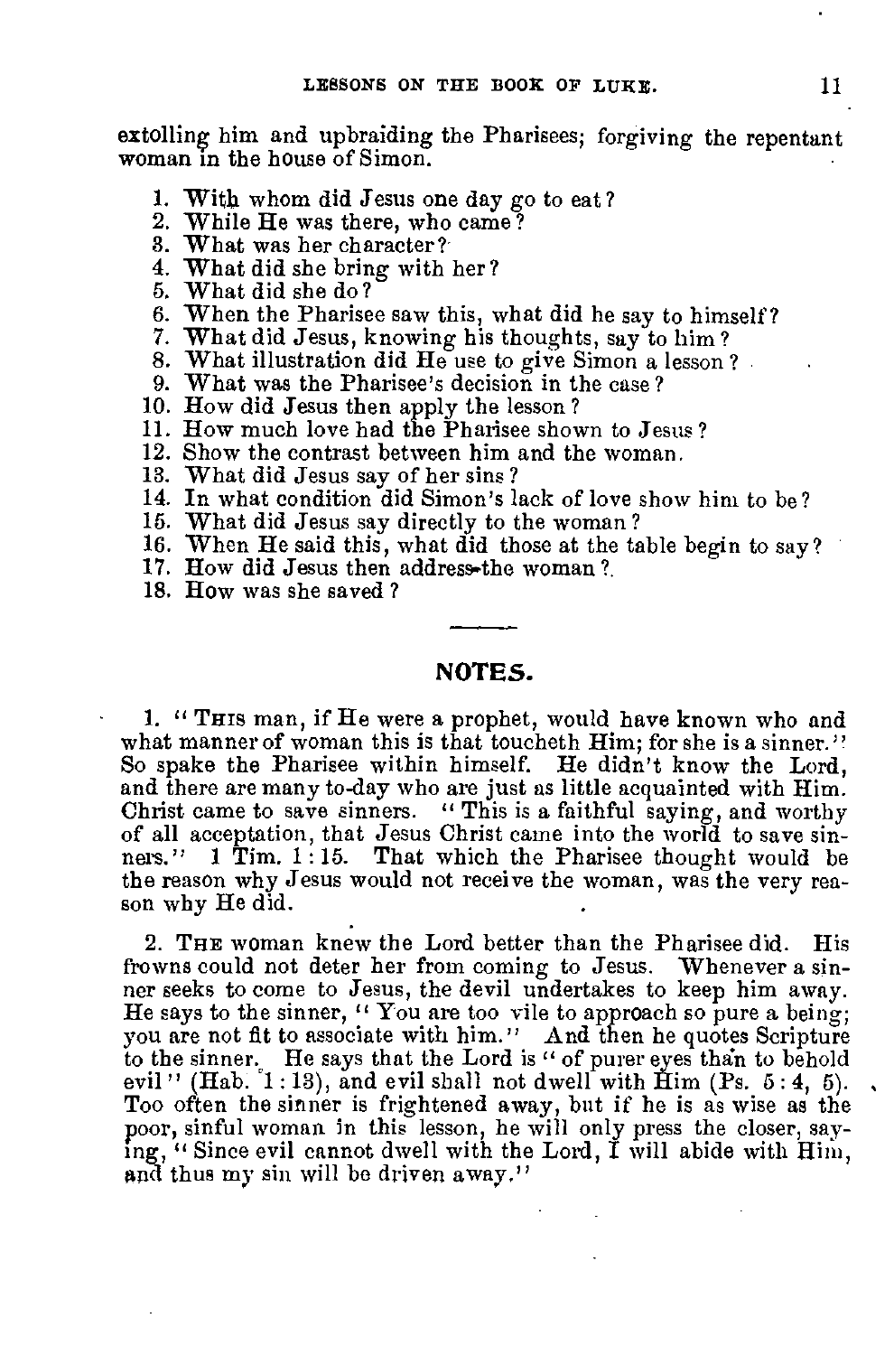extolling him and upbraiding the Pharisees; forgiving the repentant woman in the house of Simon.

1. With whom did Jesus one day go to eat?
2. While He was there, who came?
3. What was her character?
4. What did she bring with her?
5. What did she do?
6. When the Pharisee saw this, what did he say to himself?
7. What did Jesus, knowing his thoughts, say to him?
8. What illustration did He use to give Simon a lesson?
9. What was the Pharisee's decision in the case?
10. How did Jesus then apply the lesson?
11. How much love had the Pharisee shown to Jesus?
12. Show the contrast between him and the woman.
13. What did Jesus say of her sins?
14. In what condition did Simon's lack of love show him to be?
15. What did Jesus say directly to the woman?
16. When He said this, what did those at the table begin to say?
17. How did Jesus then address the woman?
18. How was she saved?

## NOTES.

1. "THIS man, if He were a prophet, would have known who and what manner of woman this is that toucheth Him; for she is a sinner." So spake the Pharisee within himself. He didn't know the Lord, and there are many to-day who are just as little acquainted with Him. Christ came to save sinners. "This is a faithful saying, and worthy of all acceptation, that Jesus Christ came into the world to save sinners." 1 Tim. 1:15. That which the Pharisee thought would be the reason why Jesus would not receive the woman, was the very reason why He did.

2. THE woman knew the Lord better than the Pharisee did. His frowns could not deter her from coming to Jesus. Whenever a sinner seeks to come to Jesus, the devil undertakes to keep him away. He says to the sinner, "You are too vile to approach so pure a being; you are not fit to associate with him." And then he quotes Scripture to the sinner. He says that the Lord is "of purer eyes than to behold evil" (Hab. 1:13), and evil shall not dwell with Him (Ps. 5:4, 5). Too often the sinner is frightened away, but if he is as wise as the poor, sinful woman in this lesson, he will only press the closer, saying, "Since evil cannot dwell with the Lord, I will abide with Him, and thus my sin will be driven away."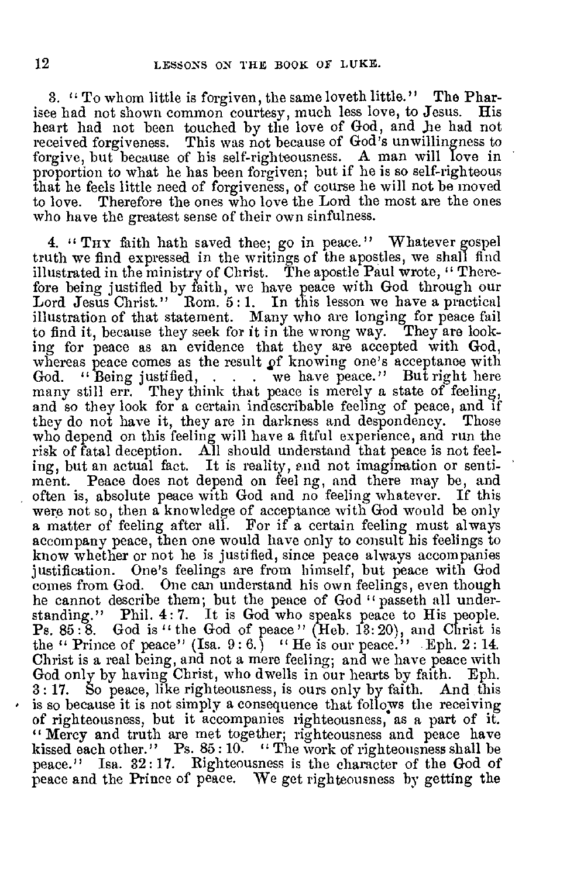3. "To whom little is forgiven, the same loveth little." The Pharisee had not shown common courtesy, much less love, to Jesus. His heart had not been touched by the love of God, and he had not received forgiveness. This was not because of God's unwillingness to forgive, but because of his self-righteousness. A man will love in proportion to what he has been forgiven; but if he is so self-righteous that he feels little need of forgiveness, of course he will not be moved to love. Therefore the ones who love the Lord the most are the ones who have the greatest sense of their own sinfulness.

4. "THY faith hath saved thee; go in peace." Whatever gospel truth we find expressed in the writings of the apostles, we shall find illustrated in the ministry of Christ. The apostle Paul wrote, "Therefore being justified by faith, we have peace with God through our Lord Jesus Christ." Rom. 5:1. In this lesson we have a practical illustration of that statement. Many who are longing for peace fail to find it, because they seek for it in the wrong way. They are looking for peace as an evidence that they are accepted with God, whereas peace comes as the result of knowing one's acceptance with God. "Being justified, . . . we have peace." But right here many still err. They think that peace is merely a state of feeling, and so they look for a certain indescribable feeling of peace, and if they do not have it, they are in darkness and despondency. Those who depend on this feeling will have a fitful experience, and run the risk of fatal deception. All should understand that peace is not feeling, but an actual fact. It is reality, and not imagination or sentiment. Peace does not depend on feeling, and there may be, and often is, absolute peace with God and no feeling whatever. If this were not so, then a knowledge of acceptance with God would be only a matter of feeling after all. For if a certain feeling must always accompany peace, then one would have only to consult his feelings to know whether or not he is justified, since peace always accompanies justification. One's feelings are from himself, but peace with God comes from God. One can understand his own feelings, even though he cannot describe them; but the peace of God "passeth all understanding." Phil. 4:7. It is God who speaks peace to His people. Ps. 85:8. God is "the God of peace" (Heb. 13:20), and Christ is the "Prince of peace" (Isa. 9:6.) "He is our peace." Eph. 2:14. Christ is a real being, and not a mere feeling; and we have peace with God only by having Christ, who dwells in our hearts by faith. Eph. 3:17. So peace, like righteousness, is ours only by faith. And this is so because it is not simply a consequence that follows the receiving of righteousness, but it accompanies righteousness, as a part of it. "Mercy and truth are met together; righteousness and peace have kissed each other." Ps. 85:10. "The work of righteousness shall be peace." Isa. 32:17. Righteousness is the character of the God of peace and the Prince of peace. We get righteousness by getting the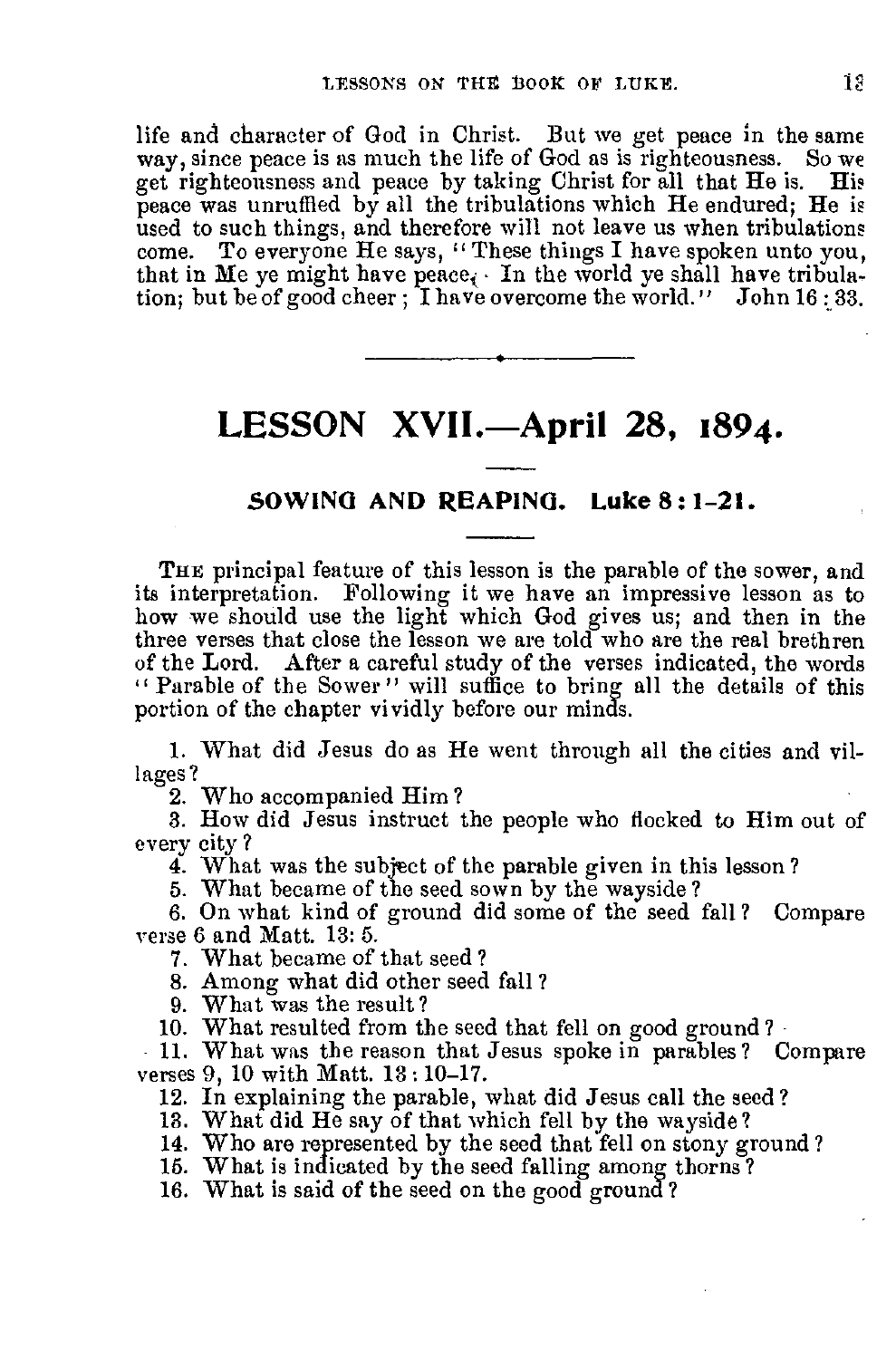life and character of God in Christ. But we get peace in the same way, since peace is as much the life of God as is righteousness. So we get righteousness and peace by taking Christ for all that He is. His peace was unruffled by all the tribulations which He endured; He is used to such things, and therefore will not leave us when tribulations come. To everyone He says, "These things I have spoken unto you, that in Me ye might have peace. In the world ye shall have tribulation; but be of good cheer; I have overcome the world." John 16:33.

---

# LESSON XVII.—April 28, 1894.

## SOWING AND REAPING. Luke 8:1-21.

THE principal feature of this lesson is the parable of the sower, and its interpretation. Following it we have an impressive lesson as to how we should use the light which God gives us; and then in the three verses that close the lesson we are told who are the real brethren of the Lord. After a careful study of the verses indicated, the words "Parable of the Sower" will suffice to bring all the details of this portion of the chapter vividly before our minds.

1. What did Jesus do as He went through all the cities and villages?
2. Who accompanied Him?
3. How did Jesus instruct the people who flocked to Him out of every city?
4. What was the subject of the parable given in this lesson?
5. What became of the seed sown by the wayside?
6. On what kind of ground did some of the seed fall? Compare verse 6 and Matt. 13:5.
7. What became of that seed?
8. Among what did other seed fall?
9. What was the result?
10. What resulted from the seed that fell on good ground?
11. What was the reason that Jesus spoke in parables? Compare verses 9, 10 with Matt. 13:10-17.
12. In explaining the parable, what did Jesus call the seed?
13. What did He say of that which fell by the wayside?
14. Who are represented by the seed that fell on stony ground?
15. What is indicated by the seed falling among thorns?
16. What is said of the seed on the good ground?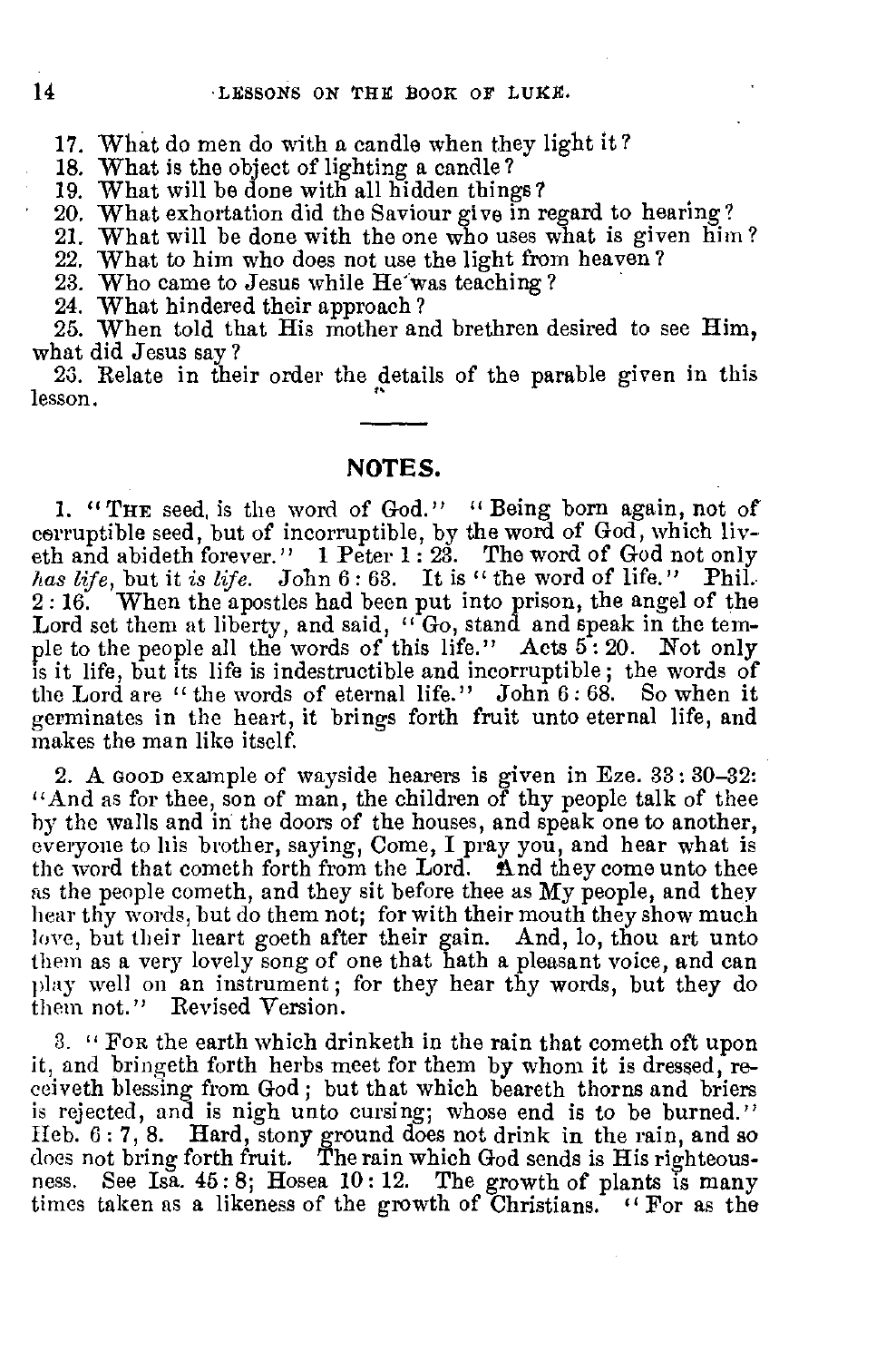17. What do men do with a candle when they light it?

18. What is the object of lighting a candle?

19. What will be done with all hidden things?

20. What exhortation did the Saviour give in regard to hearing?

21. What will be done with the one who uses what is given him?

22. What to him who does not use the light from heaven?

23. Who came to Jesus while He was teaching?

24. What hindered their approach?

25. When told that His mother and brethren desired to see Him, what did Jesus say?

26. Relate in their order the details of the parable given in this lesson.

## NOTES.

1. "THE seed is the word of God." "Being born again, not of corruptible seed, but of incorruptible, by the word of God, which liveth and abideth forever." 1 Peter 1 : 23. The word of God not only *has life*, but it *is life*. John 6 : 63. It is "the word of life." Phil. 2 : 16. When the apostles had been put into prison, the angel of the Lord set them at liberty, and said, "Go, stand and speak in the temple to the people all the words of this life." Acts 5 : 20. Not only is it life, but its life is indestructible and incorruptible; the words of the Lord are "the words of eternal life." John 6 : 68. So when it germinates in the heart, it brings forth fruit unto eternal life, and makes the man like itself.

2. A GOOD example of wayside hearers is given in Eze. 33 : 30–32: "And as for thee, son of man, the children of thy people talk of thee by the walls and in the doors of the houses, and speak one to another, everyone to his brother, saying, Come, I pray you, and hear what is the word that cometh forth from the Lord. And they come unto thee as the people cometh, and they sit before thee as My people, and they hear thy words, but do them not; for with their mouth they show much love, but their heart goeth after their gain. And, lo, thou art unto them as a very lovely song of one that hath a pleasant voice, and can play well on an instrument; for they hear thy words, but they do them not." Revised Version.

3. "FOR the earth which drinketh in the rain that cometh oft upon it, and bringeth forth herbs meet for them by whom it is dressed, receiveth blessing from God; but that which beareth thorns and briers is rejected, and is nigh unto cursing; whose end is to be burned." Heb. 6 : 7, 8. Hard, stony ground does not drink in the rain, and so does not bring forth fruit. The rain which God sends is His righteousness. See Isa. 45 : 8; Hosea 10 : 12. The growth of plants is many times taken as a likeness of the growth of Christians. "For as the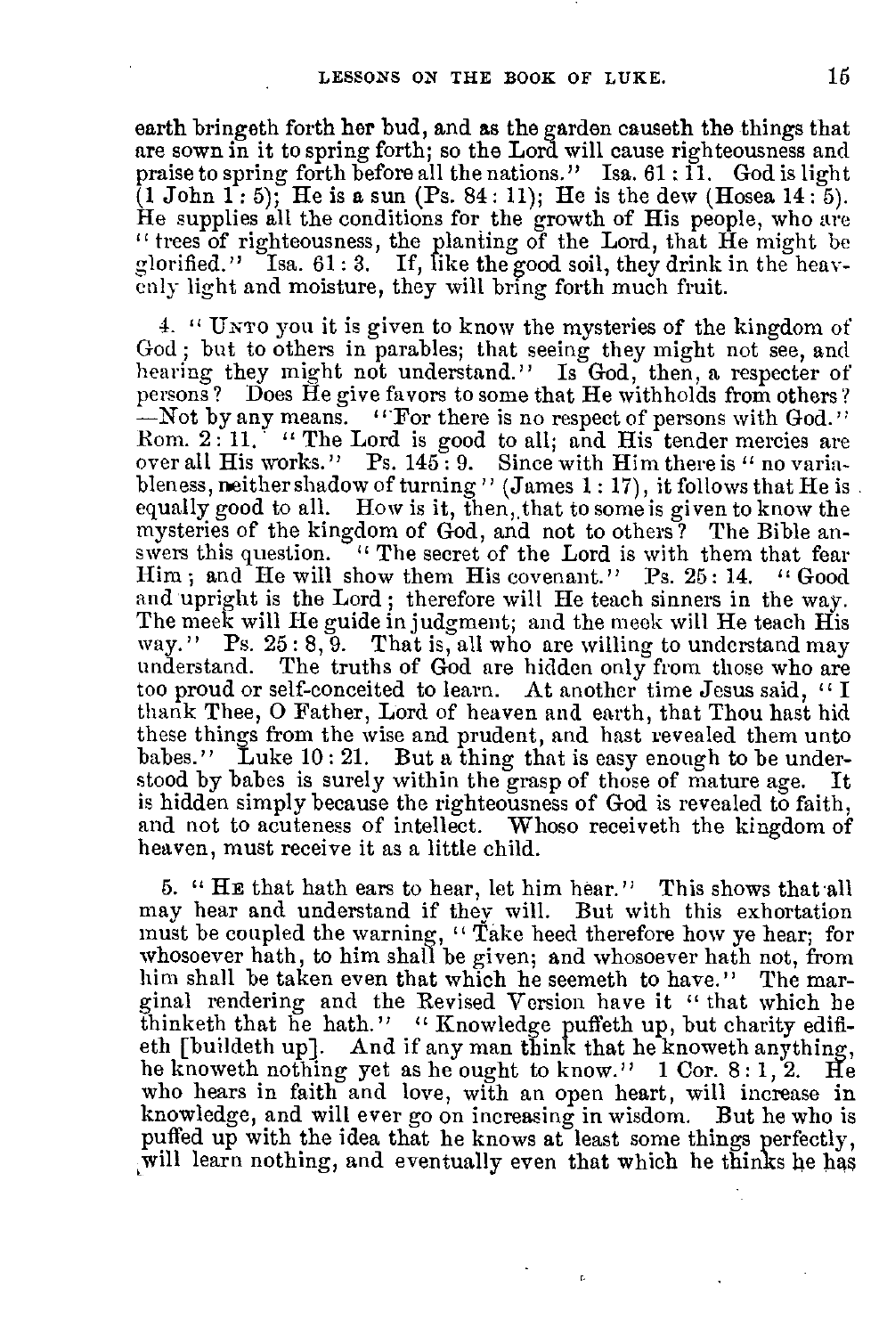earth bringeth forth her bud, and as the garden causeth the things that are sown in it to spring forth; so the Lord will cause righteousness and praise to spring forth before all the nations." Isa. 61 : 11. God is light (1 John 1 : 5); He is a sun (Ps. 84 : 11); He is the dew (Hosea 14 : 5). He supplies all the conditions for the growth of His people, who are "trees of righteousness, the planting of the Lord, that He might be glorified." Isa. 61 : 3. If, like the good soil, they drink in the heavenly light and moisture, they will bring forth much fruit.

4. "Unto you it is given to know the mysteries of the kingdom of God; but to others in parables; that seeing they might not see, and hearing they might not understand." Is God, then, a respecter of persons? Does He give favors to some that He withholds from others? —Not by any means. "For there is no respect of persons with God." Rom. 2 : 11. "The Lord is good to all; and His tender mercies are over all His works." Ps. 145 : 9. Since with Him there is "no variableness, neither shadow of turning" (James 1 : 17), it follows that He is equally good to all. How is it, then, that to some is given to know the mysteries of the kingdom of God, and not to others? The Bible answers this question. "The secret of the Lord is with them that fear Him; and He will show them His covenant." Ps. 25 : 14. "Good and upright is the Lord; therefore will He teach sinners in the way. The meek will He guide in judgment; and the meek will He teach His way." Ps. 25 : 8, 9. That is, all who are willing to understand may understand. The truths of God are hidden only from those who are too proud or self-conceited to learn. At another time Jesus said, "I thank Thee, O Father, Lord of heaven and earth, that Thou hast hid these things from the wise and prudent, and hast revealed them unto babes." Luke 10 : 21. But a thing that is easy enough to be understood by babes is surely within the grasp of those of mature age. It is hidden simply because the righteousness of God is revealed to faith, and not to acuteness of intellect. Whoso receiveth the kingdom of heaven, must receive it as a little child.

5. "He that hath ears to hear, let him hear." This shows that all may hear and understand if they will. But with this exhortation must be coupled the warning, "Take heed therefore how ye hear; for whosoever hath, to him shall be given; and whosoever hath not, from him shall be taken even that which he seemeth to have." The marginal rendering and the Revised Version have it "that which he thinketh that he hath." "Knowledge puffeth up, but charity edifieth [buildeth up]. And if any man think that he knoweth anything, he knoweth nothing yet as he ought to know." 1 Cor. 8 : 1, 2. He who hears in faith and love, with an open heart, will increase in knowledge, and will ever go on increasing in wisdom. But he who is puffed up with the idea that he knows at least some things perfectly, will learn nothing, and eventually even that which he thinks he has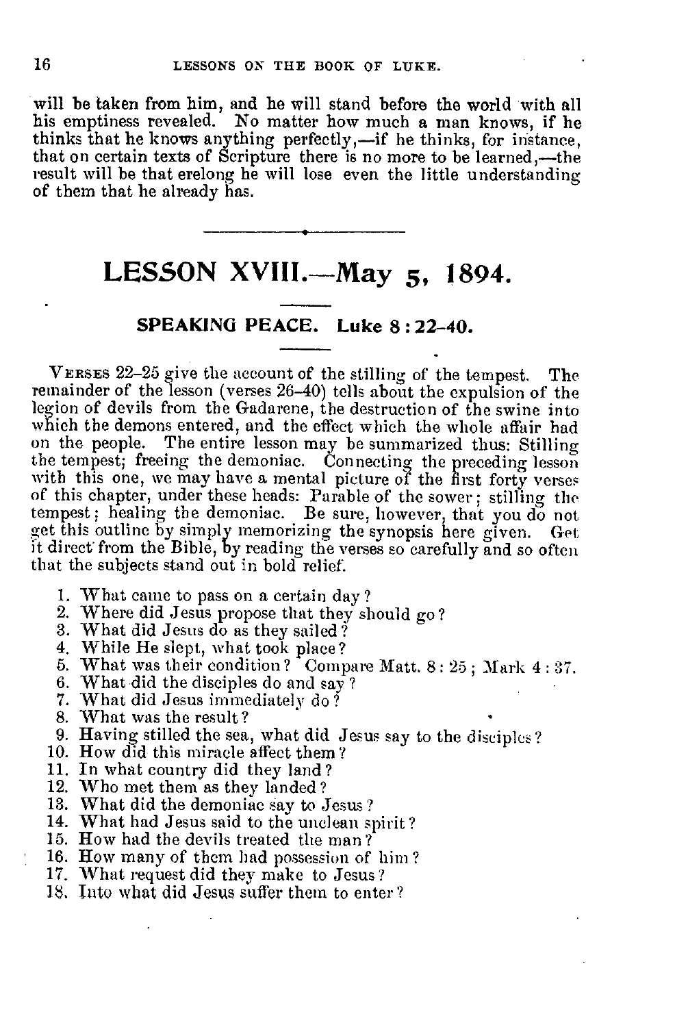will be taken from him, and he will stand before the world with all his emptiness revealed. No matter how much a man knows, if he thinks that he knows anything perfectly,—if he thinks, for instance, that on certain texts of Scripture there is no more to be learned,—the result will be that erelong he will lose even the little understanding of them that he already has.

---

# LESSON XVIII.—May 5, 1894.

## SPEAKING PEACE. Luke 8:22-40.

VERSES 22-25 give the account of the stilling of the tempest. The remainder of the lesson (verses 26-40) tells about the expulsion of the legion of devils from the Gadarene, the destruction of the swine into which the demons entered, and the effect which the whole affair had on the people. The entire lesson may be summarized thus: Stilling the tempest; freeing the demoniac. Connecting the preceding lesson with this one, we may have a mental picture of the first forty verses of this chapter, under these heads: Parable of the sower; stilling the tempest; healing the demoniac. Be sure, however, that you do not get this outline by simply memorizing the synopsis here given. Get it direct from the Bible, by reading the verses so carefully and so often that the subjects stand out in bold relief.

1. What came to pass on a certain day?
2. Where did Jesus propose that they should go?
3. What did Jesus do as they sailed?
4. While He slept, what took place?
5. What was their condition? Compare Matt. 8:25; Mark 4:37.
6. What did the disciples do and say?
7. What did Jesus immediately do?
8. What was the result?
9. Having stilled the sea, what did Jesus say to the disciples?
10. How did this miracle affect them?
11. In what country did they land?
12. Who met them as they landed?
13. What did the demoniac say to Jesus?
14. What had Jesus said to the unclean spirit?
15. How had the devils treated the man?
16. How many of them had possession of him?
17. What request did they make to Jesus?
18. Into what did Jesus suffer them to enter?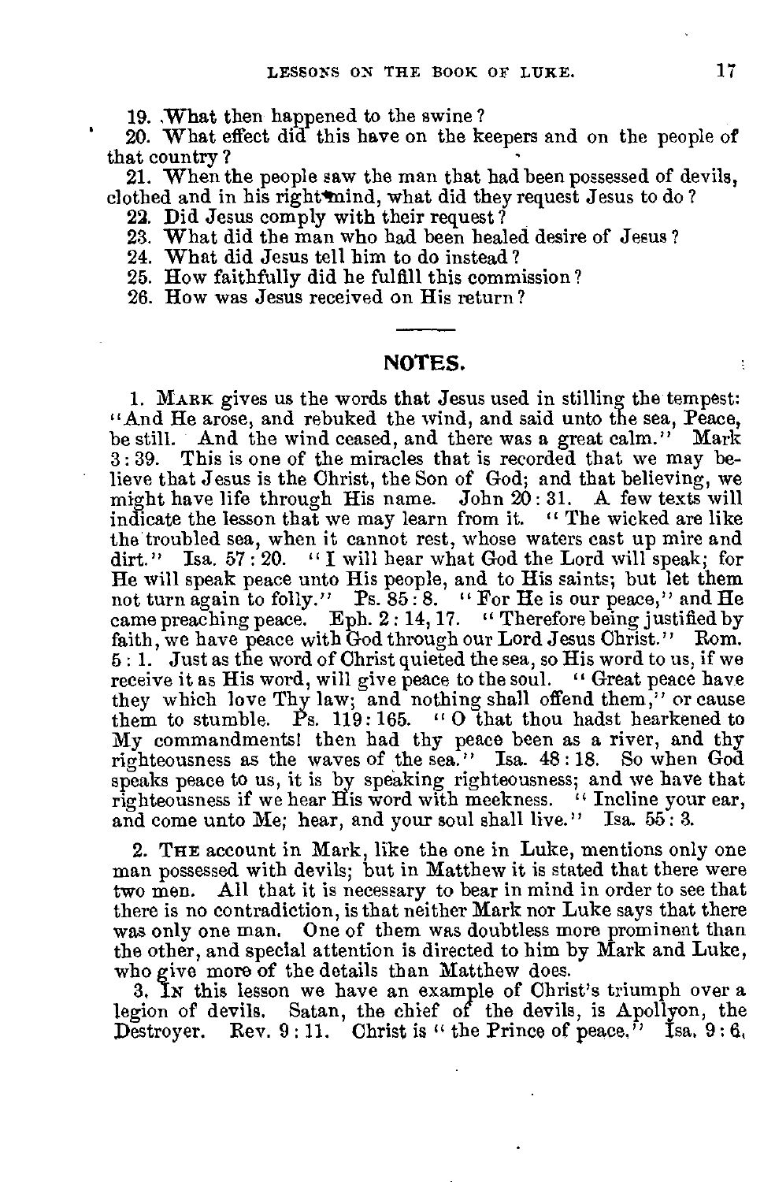19. What then happened to the swine?

20. What effect did this have on the keepers and on the people of that country?

21. When the people saw the man that had been possessed of devils, clothed and in his right mind, what did they request Jesus to do?

22. Did Jesus comply with their request?

23. What did the man who had been healed desire of Jesus?

24. What did Jesus tell him to do instead?

25. How faithfully did he fulfill this commission?

26. How was Jesus received on His return?

## NOTES.

1. MARK gives us the words that Jesus used in stilling the tempest: "And He arose, and rebuked the wind, and said unto the sea, Peace, be still. And the wind ceased, and there was a great calm." Mark 3:39. This is one of the miracles that is recorded that we may believe that Jesus is the Christ, the Son of God; and that believing, we might have life through His name. John 20:31. A few texts will indicate the lesson that we may learn from it. "The wicked are like the troubled sea, when it cannot rest, whose waters cast up mire and dirt." Isa. 57:20. "I will hear what God the Lord will speak; for He will speak peace unto His people, and to His saints; but let them not turn again to folly." Ps. 85:8. "For He is our peace," and He came preaching peace. Eph. 2:14, 17. "Therefore being justified by faith, we have peace with God through our Lord Jesus Christ." Rom. 5:1. Just as the word of Christ quieted the sea, so His word to us, if we receive it as His word, will give peace to the soul. "Great peace have they which love Thy law; and nothing shall offend them," or cause them to stumble. Ps. 119:165. "O that thou hadst hearkened to My commandments! then had thy peace been as a river, and thy righteousness as the waves of the sea." Isa. 48:18. So when God speaks peace to us, it is by speaking righteousness; and we have that righteousness if we hear His word with meekness. "Incline your ear, and come unto Me; hear, and your soul shall live." Isa. 55:3.

2. THE account in Mark, like the one in Luke, mentions only one man possessed with devils; but in Matthew it is stated that there were two men. All that it is necessary to bear in mind in order to see that there is no contradiction, is that neither Mark nor Luke says that there was only one man. One of them was doubtless more prominent than the other, and special attention is directed to him by Mark and Luke, who give more of the details than Matthew does.

3. IN this lesson we have an example of Christ's triumph over a legion of devils. Satan, the chief of the devils, is Apollyon, the Destroyer. Rev. 9:11. Christ is "the Prince of peace." Isa. 9:6.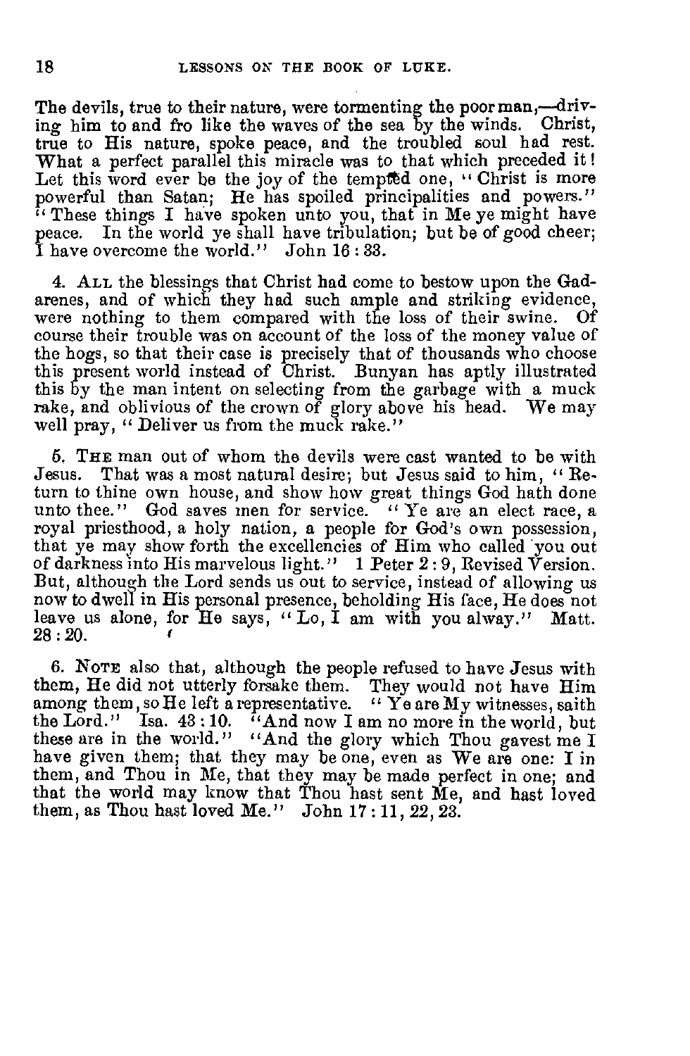The devils, true to their nature, were tormenting the poor man,—driving him to and fro like the waves of the sea by the winds. Christ, true to His nature, spoke peace, and the troubled soul had rest. What a perfect parallel this miracle was to that which preceded it! Let this word ever be the joy of the tempted one, "Christ is more powerful than Satan; He has spoiled principalities and powers." "These things I have spoken unto you, that in Me ye might have peace. In the world ye shall have tribulation; but be of good cheer; I have overcome the world." John 16 : 33.

4. ALL the blessings that Christ had come to bestow upon the Gadarenes, and of which they had such ample and striking evidence, were nothing to them compared with the loss of their swine. Of course their trouble was on account of the loss of the money value of the hogs, so that their case is precisely that of thousands who choose this present world instead of Christ. Bunyan has aptly illustrated this by the man intent on selecting from the garbage with a muck rake, and oblivious of the crown of glory above his head. We may well pray, "Deliver us from the muck rake."

5. THE man out of whom the devils were cast wanted to be with Jesus. That was a most natural desire; but Jesus said to him, "Return to thine own house, and show how great things God hath done unto thee." God saves men for service. "Ye are an elect race, a royal priesthood, a holy nation, a people for God's own possession, that ye may show forth the excellencies of Him who called you out of darkness into His marvelous light." 1 Peter 2 : 9, Revised Version. But, although the Lord sends us out to service, instead of allowing us now to dwell in His personal presence, beholding His face, He does not leave us alone, for He says, "Lo, I am with you alway." Matt. 28 : 20.

6. NOTE also that, although the people refused to have Jesus with them, He did not utterly forsake them. They would not have Him among them, so He left a representative. "Ye are My witnesses, saith the Lord." Isa. 43 : 10. "And now I am no more in the world, but these are in the world." "And the glory which Thou gavest me I have given them; that they may be one, even as We are one: I in them, and Thou in Me, that they may be made perfect in one; and that the world may know that Thou hast sent Me, and hast loved them, as Thou hast loved Me." John 17 : 11, 22, 23.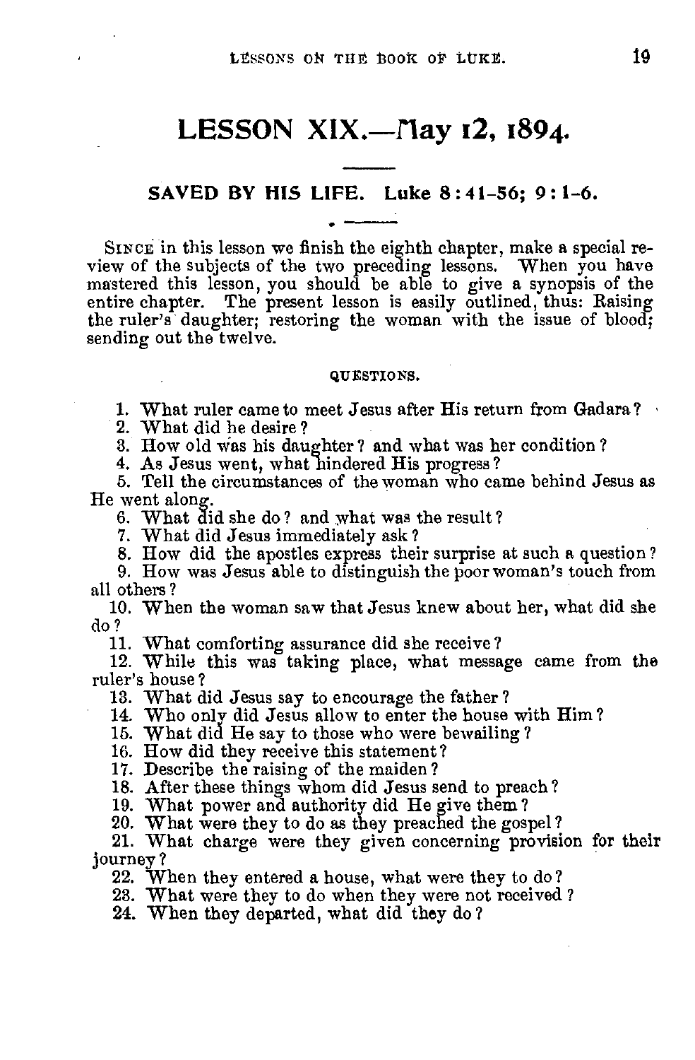# LESSON XIX.—May 12, 1894.

## SAVED BY HIS LIFE. Luke 8:41-56; 9:1-6.

SINCE in this lesson we finish the eighth chapter, make a special review of the subjects of the two preceding lessons. When you have mastered this lesson, you should be able to give a synopsis of the entire chapter. The present lesson is easily outlined, thus: Raising the ruler's daughter; restoring the woman with the issue of blood; sending out the twelve.

### QUESTIONS.

1. What ruler came to meet Jesus after His return from Gadara?
2. What did he desire?
3. How old was his daughter? and what was her condition?
4. As Jesus went, what hindered His progress?
5. Tell the circumstances of the woman who came behind Jesus as He went along.
6. What did she do? and what was the result?
7. What did Jesus immediately ask?
8. How did the apostles express their surprise at such a question?
9. How was Jesus able to distinguish the poor woman's touch from all others?
10. When the woman saw that Jesus knew about her, what did she do?
11. What comforting assurance did she receive?
12. While this was taking place, what message came from the ruler's house?
13. What did Jesus say to encourage the father?
14. Who only did Jesus allow to enter the house with Him?
15. What did He say to those who were bewailing?
16. How did they receive this statement?
17. Describe the raising of the maiden?
18. After these things whom did Jesus send to preach?
19. What power and authority did He give them?
20. What were they to do as they preached the gospel?
21. What charge were they given concerning provision for their journey?
22. When they entered a house, what were they to do?
23. What were they to do when they were not received?
24. When they departed, what did they do?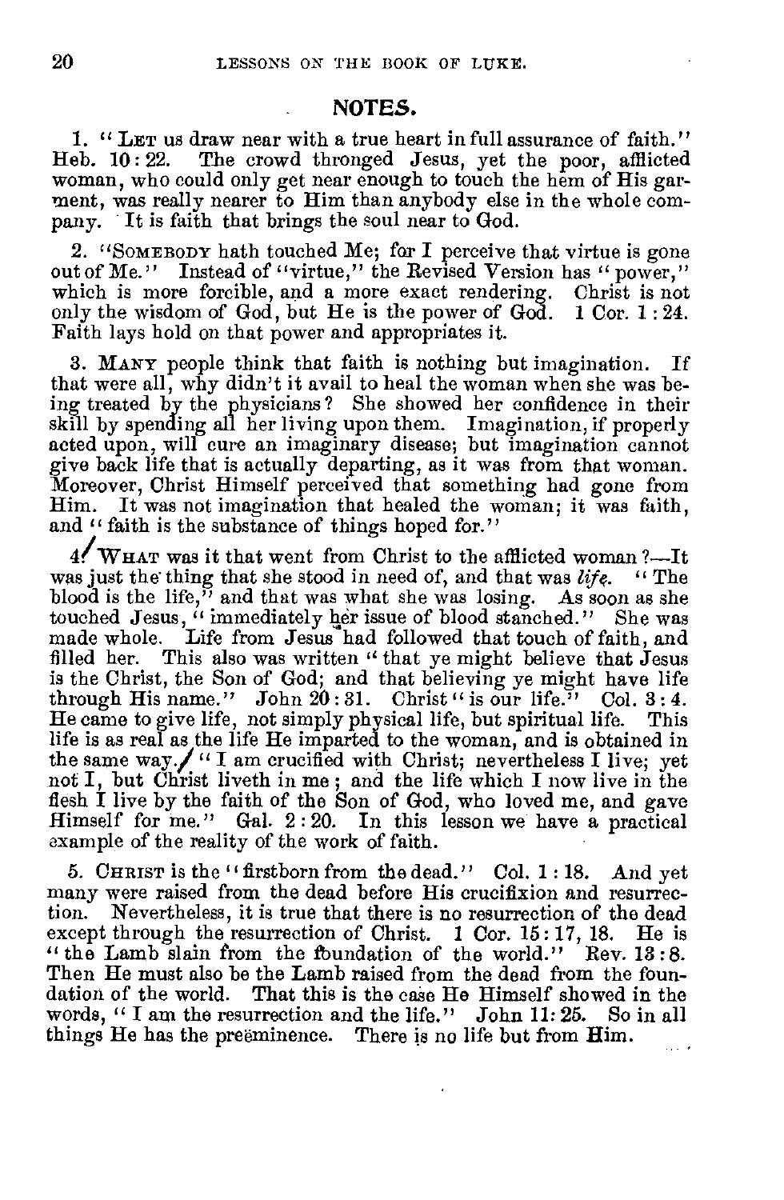## NOTES.

1. "LET us draw near with a true heart in full assurance of faith." Heb. 10 : 22. The crowd thronged Jesus, yet the poor, afflicted woman, who could only get near enough to touch the hem of His garment, was really nearer to Him than anybody else in the whole company. It is faith that brings the soul near to God.

2. "SOMEBODY hath touched Me; for I perceive that virtue is gone out of Me." Instead of "virtue," the Revised Version has "power," which is more forcible, and a more exact rendering. Christ is not only the wisdom of God, but He is the power of God. 1 Cor. 1 : 24. Faith lays hold on that power and appropriates it.

3. MANY people think that faith is nothing but imagination. If that were all, why didn't it avail to heal the woman when she was being treated by the physicians? She showed her confidence in their skill by spending all her living upon them. Imagination, if properly acted upon, will cure an imaginary disease; but imagination cannot give back life that is actually departing, as it was from that woman. Moreover, Christ Himself perceived that something had gone from Him. It was not imagination that healed the woman; it was faith, and "faith is the substance of things hoped for."

4. WHAT was it that went from Christ to the afflicted woman?—It was just the thing that she stood in need of, and that was *life*. "The blood is the life," and that was what she was losing. As soon as she touched Jesus, "immediately her issue of blood stanched." She was made whole. Life from Jesus had followed that touch of faith, and filled her. This also was written "that ye might believe that Jesus is the Christ, the Son of God; and that believing ye might have life through His name." John 20 : 31. Christ "is our life." Col. 3 : 4. He came to give life, not simply physical life, but spiritual life. This life is as real as the life He imparted to the woman, and is obtained in the same way. "I am crucified with Christ; nevertheless I live; yet not I, but Christ liveth in me; and the life which I now live in the flesh I live by the faith of the Son of God, who loved me, and gave Himself for me." Gal. 2 : 20. In this lesson we have a practical example of the reality of the work of faith.

5. CHRIST is the "firstborn from the dead." Col. 1 : 18. And yet many were raised from the dead before His crucifixion and resurrection. Nevertheless, it is true that there is no resurrection of the dead except through the resurrection of Christ. 1 Cor. 15 : 17, 18. He is "the Lamb slain from the foundation of the world." Rev. 13 : 8. Then He must also be the Lamb raised from the dead from the foundation of the world. That this is the case He Himself showed in the words, "I am the resurrection and the life." John 11 : 25. So in all things He has the preëminence. There is no life but from Him.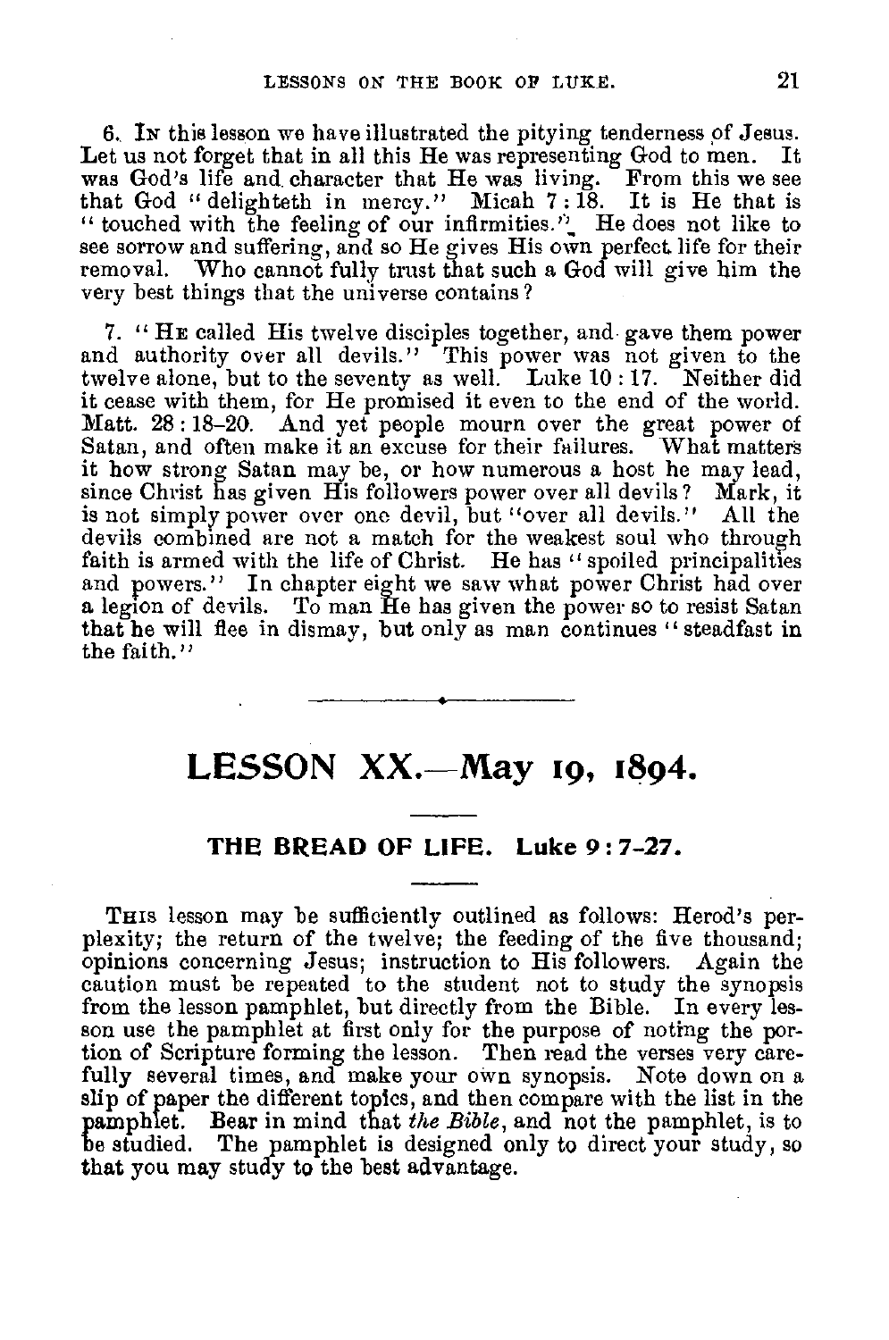6. In this lesson we have illustrated the pitying tenderness of Jesus. Let us not forget that in all this He was representing God to men. It was God's life and character that He was living. From this we see that God "delighteth in mercy." Micah 7 : 18. It is He that is "touched with the feeling of our infirmities." He does not like to see sorrow and suffering, and so He gives His own perfect life for their removal. Who cannot fully trust that such a God will give him the very best things that the universe contains?

7. "He called His twelve disciples together, and gave them power and authority over all devils." This power was not given to the twelve alone, but to the seventy as well. Luke 10 : 17. Neither did it cease with them, for He promised it even to the end of the world. Matt. 28 : 18–20. And yet people mourn over the great power of Satan, and often make it an excuse for their failures. What matters it how strong Satan may be, or how numerous a host he may lead, since Christ has given His followers power over all devils? Mark, it is not simply power over one devil, but "over all devils." All the devils combined are not a match for the weakest soul who through faith is armed with the life of Christ. He has "spoiled principalities and powers." In chapter eight we saw what power Christ had over a legion of devils. To man He has given the power so to resist Satan that he will flee in dismay, but only as man continues "steadfast in the faith."

---

# LESSON XX.—May 19, 1894.

## THE BREAD OF LIFE. Luke 9 : 7–27.

This lesson may be sufficiently outlined as follows: Herod's perplexity; the return of the twelve; the feeding of the five thousand; opinions concerning Jesus; instruction to His followers. Again the caution must be repeated to the student not to study the synopsis from the lesson pamphlet, but directly from the Bible. In every lesson use the pamphlet at first only for the purpose of noting the portion of Scripture forming the lesson. Then read the verses very carefully several times, and make your own synopsis. Note down on a slip of paper the different topics, and then compare with the list in the pamphlet. Bear in mind that *the Bible*, and not the pamphlet, is to be studied. The pamphlet is designed only to direct your study, so that you may study to the best advantage.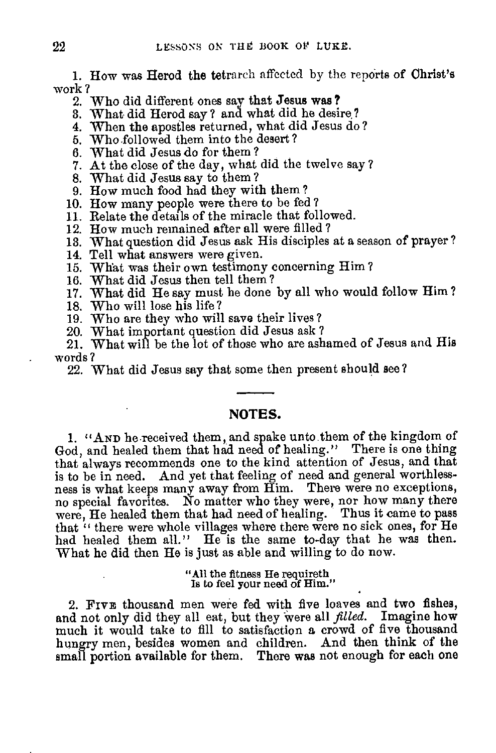1. How was Herod the tetrarch affected by the reports of Christ's work?
2. Who did different ones say that Jesus was?
3. What did Herod say? and what did he desire?
4. When the apostles returned, what did Jesus do?
5. Who followed them into the desert?
6. What did Jesus do for them?
7. At the close of the day, what did the twelve say?
8. What did Jesus say to them?
9. How much food had they with them?
10. How many people were there to be fed?
11. Relate the details of the miracle that followed.
12. How much remained after all were filled?
13. What question did Jesus ask His disciples at a season of prayer?
14. Tell what answers were given.
15. What was their own testimony concerning Him?
16. What did Jesus then tell them?
17. What did He say must be done by all who would follow Him?
18. Who will lose his life?
19. Who are they who will save their lives?
20. What important question did Jesus ask?
21. What will be the lot of those who are ashamed of Jesus and His words?
22. What did Jesus say that some then present should see?

## NOTES.

1. "AND he received them, and spake unto them of the kingdom of God, and healed them that had need of healing." There is one thing that always recommends one to the kind attention of Jesus, and that is to be in need. And yet that feeling of need and general worthlessness is what keeps many away from Him. There were no exceptions, no special favorites. No matter who they were, nor how many there were, He healed them that had need of healing. Thus it came to pass that "there were whole villages where there were no sick ones, for He had healed them all." He is the same to-day that he was then. What he did then He is just as able and willing to do now.

> "All the fitness He requireth
> Is to feel your need of Him."

2. FIVE thousand men were fed with five loaves and two fishes, and not only did they all eat, but they were all *filled*. Imagine how much it would take to fill to satisfaction a crowd of five thousand hungry men, besides women and children. And then think of the small portion available for them. There was not enough for each one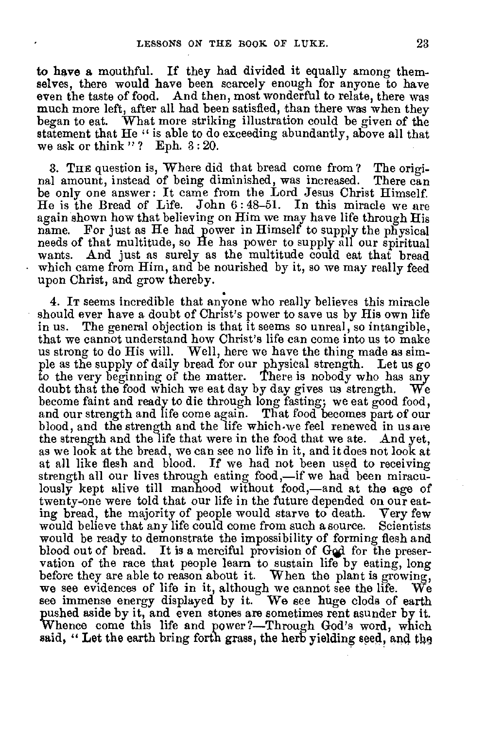to have a mouthful. If they had divided it equally among themselves, there would have been scarcely enough for anyone to have even the taste of food. And then, most wonderful to relate, there was much more left, after all had been satisfied, than there was when they began to eat. What more striking illustration could be given of the statement that He "is able to do exceeding abundantly, above all that we ask or think"? Eph. 3:20.

3. The question is, Where did that bread come from? The original amount, instead of being diminished, was increased. There can be only one answer: It came from the Lord Jesus Christ Himself. He is the Bread of Life. John 6:48–51. In this miracle we are again shown how that believing on Him we may have life through His name. For just as He had power in Himself to supply the physical needs of that multitude, so He has power to supply all our spiritual wants. And just as surely as the multitude could eat that bread which came from Him, and be nourished by it, so we may really feed upon Christ, and grow thereby.

4. It seems incredible that anyone who really believes this miracle should ever have a doubt of Christ's power to save us by His own life in us. The general objection is that it seems so unreal, so intangible, that we cannot understand how Christ's life can come into us to make us strong to do His will. Well, here we have the thing made as simple as the supply of daily bread for our physical strength. Let us go to the very beginning of the matter. There is nobody who has any doubt that the food which we eat day by day gives us strength. We become faint and ready to die through long fasting; we eat good food, and our strength and life come again. That food becomes part of our blood, and the strength and the life which we feel renewed in us are the strength and the life that were in the food that we ate. And yet, as we look at the bread, we can see no life in it, and it does not look at at all like flesh and blood. If we had not been used to receiving strength all our lives through eating food,—if we had been miraculously kept alive till manhood without food,—and at the age of twenty-one were told that our life in the future depended on our eating bread, the majority of people would starve to death. Very few would believe that any life could come from such a source. Scientists would be ready to demonstrate the impossibility of forming flesh and blood out of bread. It is a merciful provision of God for the preservation of the race that people learn to sustain life by eating, long before they are able to reason about it. When the plant is growing, we see evidences of life in it, although we cannot see the life. We see immense energy displayed by it. We see huge clods of earth pushed aside by it, and even stones are sometimes rent asunder by it. Whence come this life and power?—Through God's word, which said, "Let the earth bring forth grass, the herb yielding seed, and the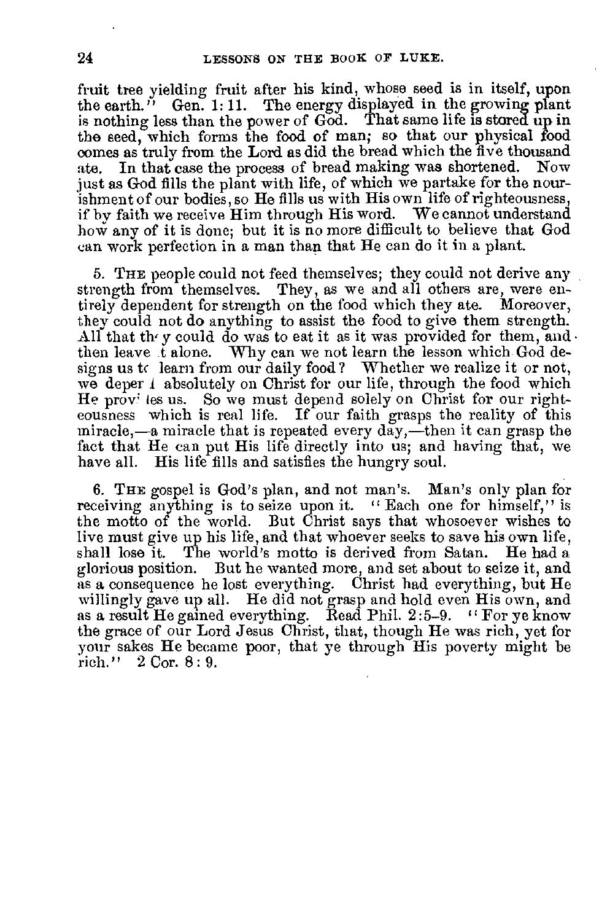fruit tree yielding fruit after his kind, whose seed is in itself, upon the earth." Gen. 1: 11. The energy displayed in the growing plant is nothing less than the power of God. That same life is stored up in the seed, which forms the food of man; so that our physical food comes as truly from the Lord as did the bread which the five thousand ate. In that case the process of bread making was shortened. Now just as God fills the plant with life, of which we partake for the nourishment of our bodies, so He fills us with His own life of righteousness, if by faith we receive Him through His word. We cannot understand how any of it is done; but it is no more difficult to believe that God can work perfection in a man than that He can do it in a plant.

5. THE people could not feed themselves; they could not derive any strength from themselves. They, as we and all others are, were entirely dependent for strength on the food which they ate. Moreover, they could not do anything to assist the food to give them strength. All that they could do was to eat it as it was provided for them, and then leave it alone. Why can we not learn the lesson which God designs us to learn from our daily food? Whether we realize it or not, we depend absolutely on Christ for our life, through the food which He provides us. So we must depend solely on Christ for our righteousness which is real life. If our faith grasps the reality of this miracle,—a miracle that is repeated every day,—then it can grasp the fact that He can put His life directly into us; and having that, we have all. His life fills and satisfies the hungry soul.

6. THE gospel is God's plan, and not man's. Man's only plan for receiving anything is to seize upon it. "Each one for himself," is the motto of the world. But Christ says that whosoever wishes to live must give up his life, and that whoever seeks to save his own life, shall lose it. The world's motto is derived from Satan. He had a glorious position. But he wanted more, and set about to seize it, and as a consequence he lost everything. Christ had everything, but He willingly gave up all. He did not grasp and hold even His own, and as a result He gained everything. Read Phil. 2:5–9. "For ye know the grace of our Lord Jesus Christ, that, though He was rich, yet for your sakes He became poor, that ye through His poverty might be rich." 2 Cor. 8: 9.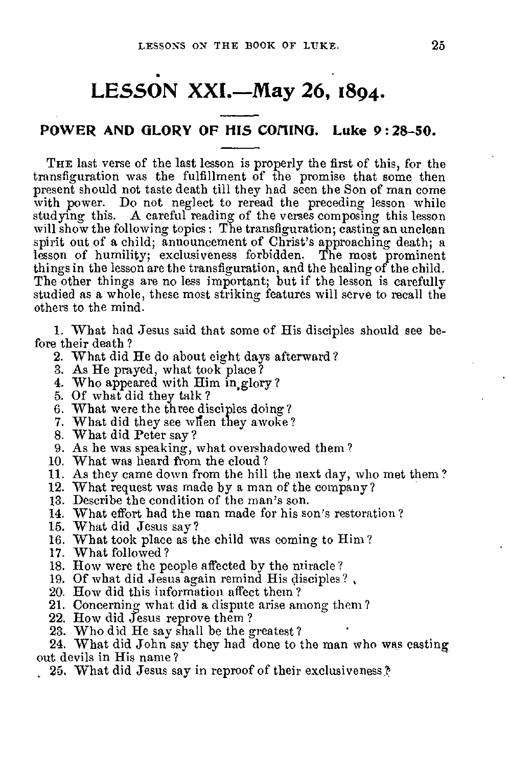# LESSON XXI.—May 26, 1894.

## POWER AND GLORY OF HIS COMING. Luke 9:28-50.

THE last verse of the last lesson is properly the first of this, for the transfiguration was the fulfillment of the promise that some then present should not taste death till they had seen the Son of man come with power. Do not neglect to reread the preceding lesson while studying this. A careful reading of the verses composing this lesson will show the following topics: The transfiguration; casting an unclean spirit out of a child; announcement of Christ's approaching death; a lesson of humility; exclusiveness forbidden. The most prominent things in the lesson are the transfiguration, and the healing of the child. The other things are no less important; but if the lesson is carefully studied as a whole, these most striking features will serve to recall the others to the mind.

1. What had Jesus said that some of His disciples should see before their death?
2. What did He do about eight days afterward?
3. As He prayed, what took place?
4. Who appeared with Him in glory?
5. Of what did they talk?
6. What were the three disciples doing?
7. What did they see when they awoke?
8. What did Peter say?
9. As he was speaking, what overshadowed them?
10. What was heard from the cloud?
11. As they came down from the hill the next day, who met them?
12. What request was made by a man of the company?
13. Describe the condition of the man's son.
14. What effort had the man made for his son's restoration?
15. What did Jesus say?
16. What took place as the child was coming to Him?
17. What followed?
18. How were the people affected by the miracle?
19. Of what did Jesus again remind His disciples?
20. How did this information affect them?
21. Concerning what did a dispute arise among them?
22. How did Jesus reprove them?
23. Who did He say shall be the greatest?
24. What did John say they had done to the man who was casting out devils in His name?
25. What did Jesus say in reproof of their exclusiveness?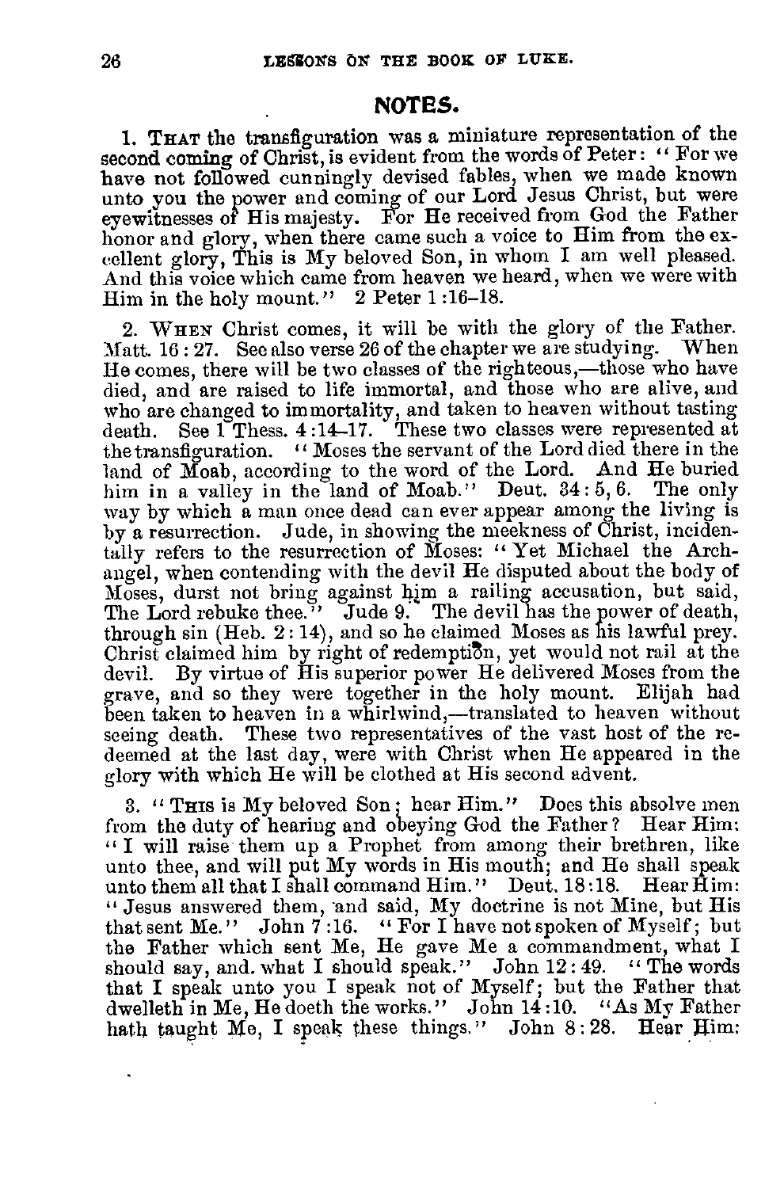## NOTES.

1. THAT the transfiguration was a miniature representation of the second coming of Christ, is evident from the words of Peter: "For we have not followed cunningly devised fables, when we made known unto you the power and coming of our Lord Jesus Christ, but were eyewitnesses of His majesty. For He received from God the Father honor and glory, when there came such a voice to Him from the excellent glory, This is My beloved Son, in whom I am well pleased. And this voice which came from heaven we heard, when we were with Him in the holy mount." 2 Peter 1:16–18.

2. WHEN Christ comes, it will be with the glory of the Father. Matt. 16:27. See also verse 26 of the chapter we are studying. When He comes, there will be two classes of the righteous,—those who have died, and are raised to life immortal, and those who are alive, and who are changed to immortality, and taken to heaven without tasting death. See 1 Thess. 4:14–17. These two classes were represented at the transfiguration. "Moses the servant of the Lord died there in the land of Moab, according to the word of the Lord. And He buried him in a valley in the land of Moab." Deut. 34:5, 6. The only way by which a man once dead can ever appear among the living is by a resurrection. Jude, in showing the meekness of Christ, incidentally refers to the resurrection of Moses: "Yet Michael the Archangel, when contending with the devil He disputed about the body of Moses, durst not bring against him a railing accusation, but said, The Lord rebuke thee." Jude 9. The devil has the power of death, through sin (Heb. 2:14), and so he claimed Moses as his lawful prey. Christ claimed him by right of redemption, yet would not rail at the devil. By virtue of His superior power He delivered Moses from the grave, and so they were together in the holy mount. Elijah had been taken to heaven in a whirlwind,—translated to heaven without seeing death. These two representatives of the vast host of the redeemed at the last day, were with Christ when He appeared in the glory with which He will be clothed at His second advent.

3. "THIS is My beloved Son; hear Him." Does this absolve men from the duty of hearing and obeying God the Father? Hear Him: "I will raise them up a Prophet from among their brethren, like unto thee, and will put My words in His mouth; and He shall speak unto them all that I shall command Him." Deut. 18:18. Hear Him: "Jesus answered them, and said, My doctrine is not Mine, but His that sent Me." John 7:16. "For I have not spoken of Myself; but the Father which sent Me, He gave Me a commandment, what I should say, and what I should speak." John 12:49. "The words that I speak unto you I speak not of Myself; but the Father that dwelleth in Me, He doeth the works." John 14:10. "As My Father hath taught Me, I speak these things." John 8:28. Hear Him: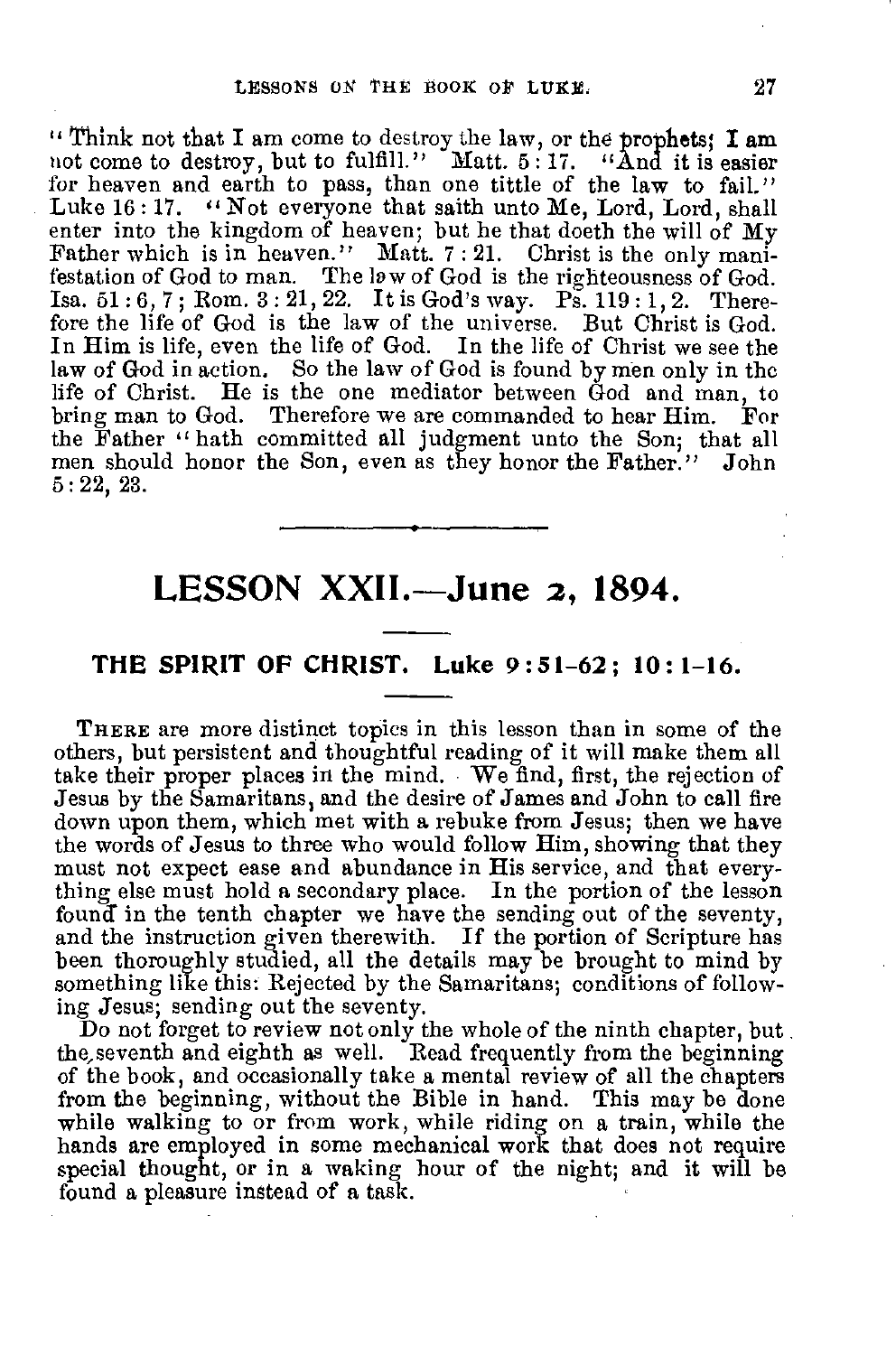"Think not that I am come to destroy the law, or the prophets; **I am** not come to destroy, but to fulfill." Matt. 5:17. "And it is easier for heaven and earth to pass, than one tittle of the law to fail." Luke 16:17. "Not everyone that saith unto Me, Lord, Lord, shall enter into the kingdom of heaven; but he that doeth the will of My Father which is in heaven." Matt. 7:21. Christ is the only manifestation of God to man. The law of God is the righteousness of God. Isa. 51:6, 7; Rom. 3:21, 22. It is God's way. Ps. 119:1, 2. Therefore the life of God is the law of the universe. But Christ is God. In Him is life, even the life of God. In the life of Christ we see the law of God in action. So the law of God is found by men only in the life of Christ. He is the one mediator between God and man, to bring man to God. Therefore we are commanded to hear Him. For the Father "hath committed all judgment unto the Son; that all men should honor the Son, even as they honor the Father." John 5:22, 23.

---

# LESSON XXII.—June 2, 1894.

## THE SPIRIT OF CHRIST. Luke 9:51-62; 10:1-16.

THERE are more distinct topics in this lesson than in some of the others, but persistent and thoughtful reading of it will make them all take their proper places in the mind. We find, first, the rejection of Jesus by the Samaritans, and the desire of James and John to call fire down upon them, which met with a rebuke from Jesus; then we have the words of Jesus to three who would follow Him, showing that they must not expect ease and abundance in His service, and that everything else must hold a secondary place. In the portion of the lesson found in the tenth chapter we have the sending out of the seventy, and the instruction given therewith. If the portion of Scripture has been thoroughly studied, all the details may be brought to mind by something like this: Rejected by the Samaritans; conditions of following Jesus; sending out the seventy.

Do not forget to review not only the whole of the ninth chapter, but the seventh and eighth as well. Read frequently from the beginning of the book, and occasionally take a mental review of all the chapters from the beginning, without the Bible in hand. This may be done while walking to or from work, while riding on a train, while the hands are employed in some mechanical work that does not require special thought, or in a waking hour of the night; and it will be found a pleasure instead of a task.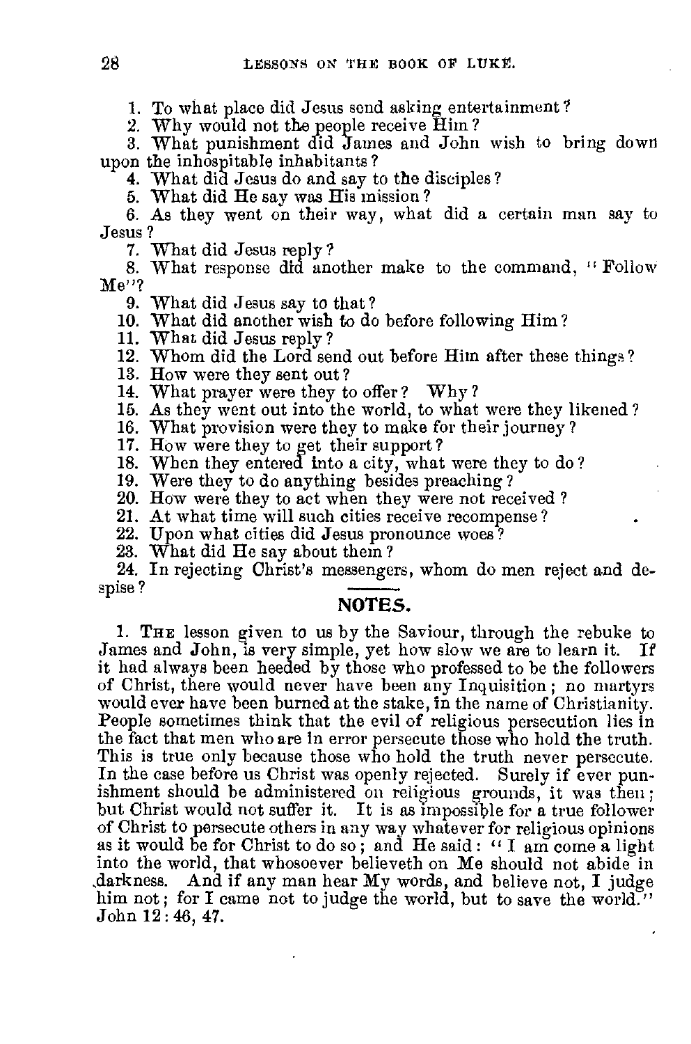1. To what place did Jesus send asking entertainment?
2. Why would not the people receive Him?
3. What punishment did James and John wish to bring down upon the inhospitable inhabitants?
4. What did Jesus do and say to the disciples?
5. What did He say was His mission?
6. As they went on their way, what did a certain man say to Jesus?
7. What did Jesus reply?
8. What response did another make to the command, "Follow Me"?
9. What did Jesus say to that?
10. What did another wish to do before following Him?
11. What did Jesus reply?
12. Whom did the Lord send out before Him after these things?
13. How were they sent out?
14. What prayer were they to offer? Why?
15. As they went out into the world, to what were they likened?
16. What provision were they to make for their journey?
17. How were they to get their support?
18. When they entered into a city, what were they to do?
19. Were they to do anything besides preaching?
20. How were they to act when they were not received?
21. At what time will such cities receive recompense?
22. Upon what cities did Jesus pronounce woes?
23. What did He say about them?
24. In rejecting Christ's messengers, whom do men reject and despise?

## NOTES.

1. THE lesson given to us by the Saviour, through the rebuke to James and John, is very simple, yet how slow we are to learn it. If it had always been heeded by those who professed to be the followers of Christ, there would never have been any Inquisition; no martyrs would ever have been burned at the stake, in the name of Christianity. People sometimes think that the evil of religious persecution lies in the fact that men who are in error persecute those who hold the truth. This is true only because those who hold the truth never persecute. In the case before us Christ was openly rejected. Surely if ever punishment should be administered on religious grounds, it was then; but Christ would not suffer it. It is as impossible for a true follower of Christ to persecute others in any way whatever for religious opinions as it would be for Christ to do so; and He said: "I am come a light into the world, that whosoever believeth on Me should not abide in darkness. And if any man hear My words, and believe not, I judge him not; for I came not to judge the world, but to save the world." John 12:46, 47.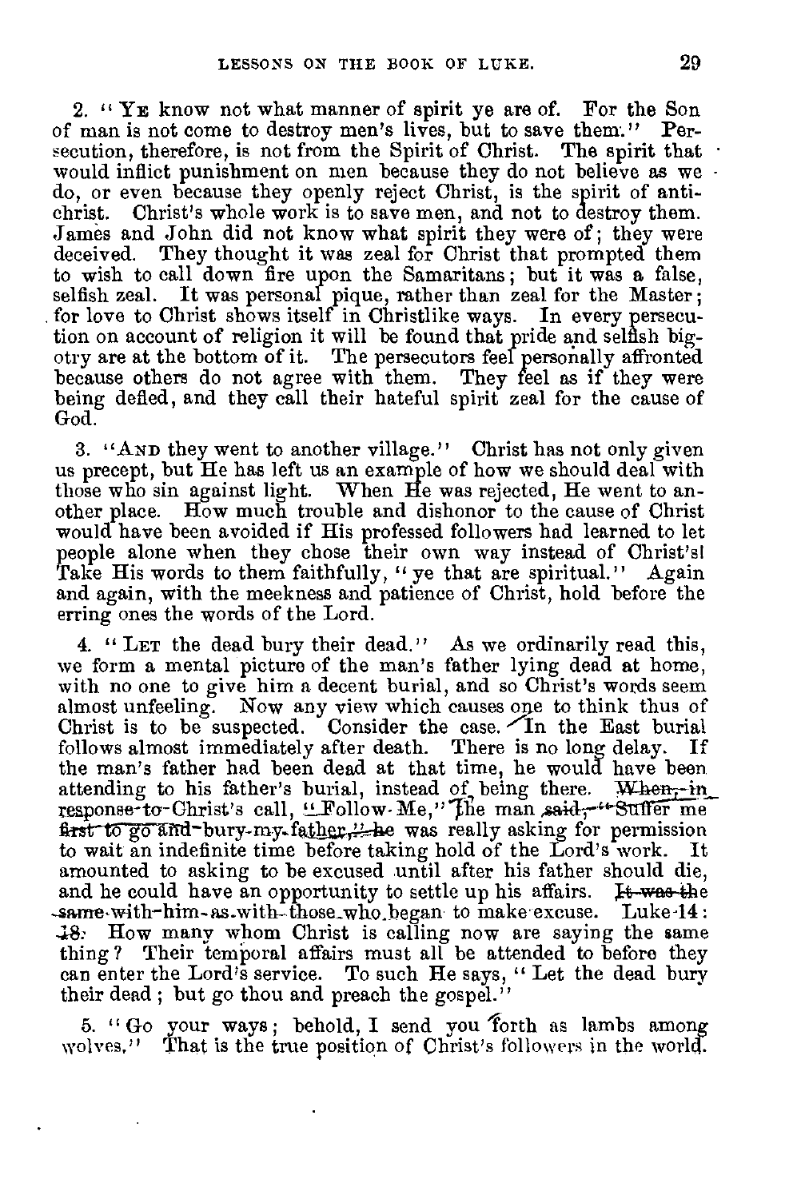2. "YE know not what manner of spirit ye are of. For the Son of man is not come to destroy men's lives, but to save them." Persecution, therefore, is not from the Spirit of Christ. The spirit that would inflict punishment on men because they do not believe as we do, or even because they openly reject Christ, is the spirit of antichrist. Christ's whole work is to save men, and not to destroy them. James and John did not know what spirit they were of; they were deceived. They thought it was zeal for Christ that prompted them to wish to call down fire upon the Samaritans; but it was a false, selfish zeal. It was personal pique, rather than zeal for the Master; for love to Christ shows itself in Christlike ways. In every persecution on account of religion it will be found that pride and selfish bigotry are at the bottom of it. The persecutors feel personally affronted because others do not agree with them. They feel as if they were being defied, and they call their hateful spirit zeal for the cause of God.

3. "AND they went to another village." Christ has not only given us precept, but He has left us an example of how we should deal with those who sin against light. When He was rejected, He went to another place. How much trouble and dishonor to the cause of Christ would have been avoided if His professed followers had learned to let people alone when they chose their own way instead of Christ's! Take His words to them faithfully, "ye that are spiritual." Again and again, with the meekness and patience of Christ, hold before the erring ones the words of the Lord.

4. "LET the dead bury their dead." As we ordinarily read this, we form a mental picture of the man's father lying dead at home, with no one to give him a decent burial, and so Christ's words seem almost unfeeling. Now any view which causes one to think thus of Christ is to be suspected. Consider the case. In the East burial follows almost immediately after death. There is no long delay. If the man's father had been dead at that time, he would have been attending to his father's burial, instead of being there. ~~When, in response to Christ's call, "Follow Me,"~~ The man ~~said, "Suffer me first to go and bury my father,"~~ he was really asking for permission to wait an indefinite time before taking hold of the Lord's work. It amounted to asking to be excused until after his father should die, and he could have an opportunity to settle up his affairs. ~~It was the same with him as with those who began to make excuse. Luke 14: 18.~~ How many whom Christ is calling now are saying the same thing? Their temporal affairs must all be attended to before they can enter the Lord's service. To such He says, "Let the dead bury their dead; but go thou and preach the gospel."

5. "Go your ways; behold, I send you forth as lambs among wolves." That is the true position of Christ's followers in the world.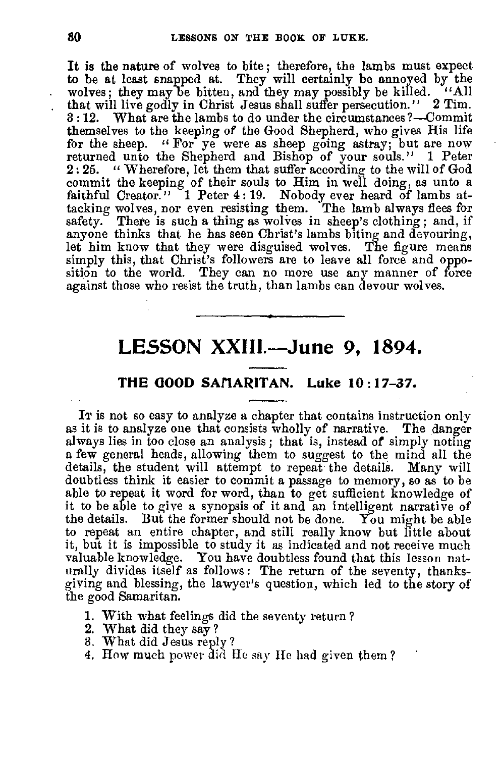It is the nature of wolves to bite; therefore, the lambs must expect to be at least snapped at. They will certainly be annoyed by the wolves; they may be bitten, and they may possibly be killed. "All that will live godly in Christ Jesus shall suffer persecution." 2 Tim. 3:12. What are the lambs to do under the circumstances?—Commit themselves to the keeping of the Good Shepherd, who gives His life for the sheep. "For ye were as sheep going astray; but are now returned unto the Shepherd and Bishop of your souls." 1 Peter 2:25. "Wherefore, let them that suffer according to the will of God commit the keeping of their souls to Him in well doing, as unto a faithful Creator." 1 Peter 4:19. Nobody ever heard of lambs attacking wolves, nor even resisting them. The lamb always flees for safety. There is such a thing as wolves in sheep's clothing; and, if anyone thinks that he has seen Christ's lambs biting and devouring, let him know that they were disguised wolves. The figure means simply this, that Christ's followers are to leave all force and opposition to the world. They can no more use any manner of force against those who resist the truth, than lambs can devour wolves.

---

# LESSON XXIII.—June 9, 1894.

## THE GOOD SAMARITAN. Luke 10:17-37.

It is not so easy to analyze a chapter that contains instruction only as it is to analyze one that consists wholly of narrative. The danger always lies in too close an analysis; that is, instead of simply noting a few general heads, allowing them to suggest to the mind all the details, the student will attempt to repeat the details. Many will doubtless think it easier to commit a passage to memory, so as to be able to repeat it word for word, than to get sufficient knowledge of it to be able to give a synopsis of it and an intelligent narrative of the details. But the former should not be done. You might be able to repeat an entire chapter, and still really know but little about it, but it is impossible to study it as indicated and not receive much valuable knowledge. You have doubtless found that this lesson naturally divides itself as follows: The return of the seventy, thanksgiving and blessing, the lawyer's question, which led to the story of the good Samaritan.

1. With what feelings did the seventy return?
2. What did they say?
3. What did Jesus reply?
4. How much power did He say He had given them?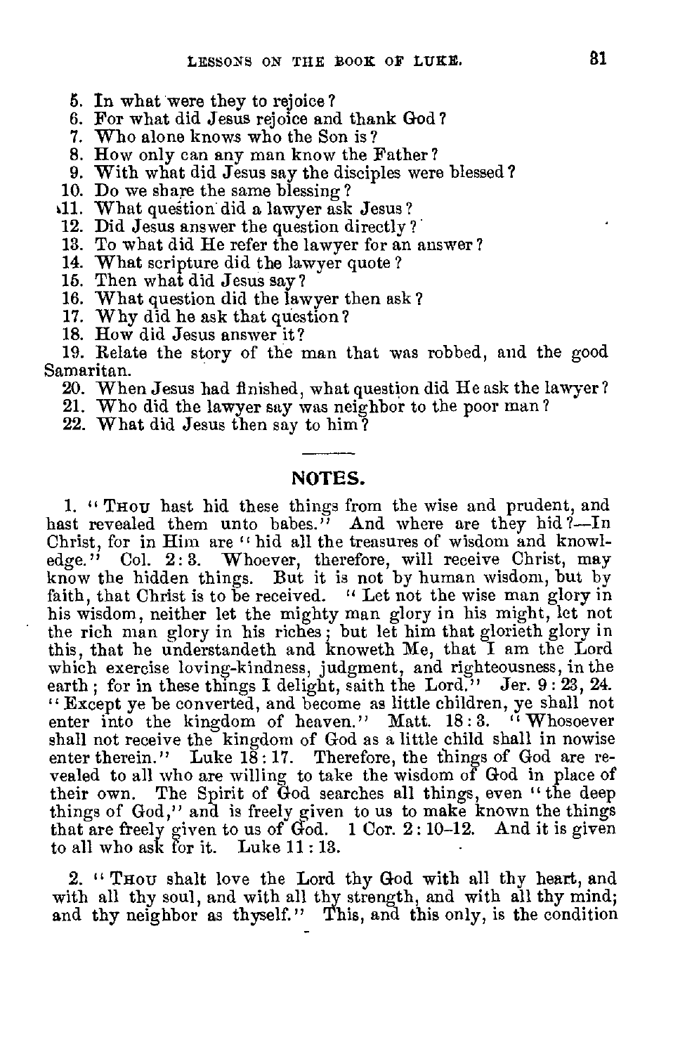5. In what were they to rejoice?
6. For what did Jesus rejoice and thank God?
7. Who alone knows who the Son is?
8. How only can any man know the Father?
9. With what did Jesus say the disciples were blessed?
10. Do we share the same blessing?
11. What question did a lawyer ask Jesus?
12. Did Jesus answer the question directly?
13. To what did He refer the lawyer for an answer?
14. What scripture did the lawyer quote?
15. Then what did Jesus say?
16. What question did the lawyer then ask?
17. Why did he ask that question?
18. How did Jesus answer it?
19. Relate the story of the man that was robbed, and the good Samaritan.
20. When Jesus had finished, what question did He ask the lawyer?
21. Who did the lawyer say was neighbor to the poor man?
22. What did Jesus then say to him?

---

## NOTES.

1. "THOU hast hid these things from the wise and prudent, and hast revealed them unto babes." And where are they hid?—In Christ, for in Him are "hid all the treasures of wisdom and knowledge." Col. 2:3. Whoever, therefore, will receive Christ, may know the hidden things. But it is not by human wisdom, but by faith, that Christ is to be received. "Let not the wise man glory in his wisdom, neither let the mighty man glory in his might, let not the rich man glory in his riches; but let him that glorieth glory in this, that he understandeth and knoweth Me, that I am the Lord which exercise loving-kindness, judgment, and righteousness, in the earth; for in these things I delight, saith the Lord." Jer. 9:23, 24. "Except ye be converted, and become as little children, ye shall not enter into the kingdom of heaven." Matt. 18:3. "Whosoever shall not receive the kingdom of God as a little child shall in nowise enter therein." Luke 18:17. Therefore, the things of God are revealed to all who are willing to take the wisdom of God in place of their own. The Spirit of God searches all things, even "the deep things of God," and is freely given to us to make known the things that are freely given to us of God. 1 Cor. 2:10–12. And it is given to all who ask for it. Luke 11:13.

2. "THOU shalt love the Lord thy God with all thy heart, and with all thy soul, and with all thy strength, and with all thy mind; and thy neighbor as thyself." This, and this only, is the condition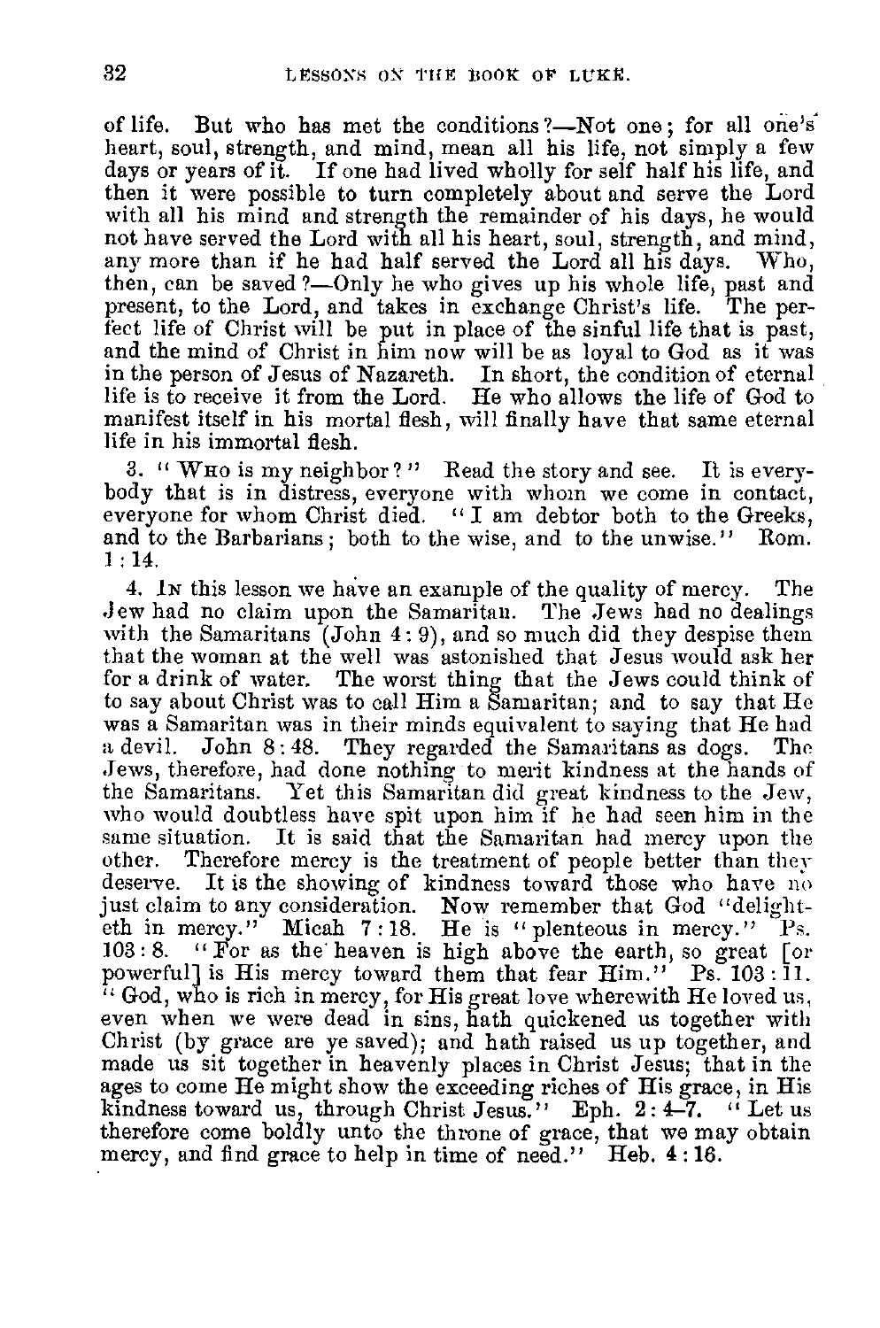of life. But who has met the conditions?—Not one; for all one's heart, soul, strength, and mind, mean all his life, not simply a few days or years of it. If one had lived wholly for self half his life, and then it were possible to turn completely about and serve the Lord with all his mind and strength the remainder of his days, he would not have served the Lord with all his heart, soul, strength, and mind, any more than if he had half served the Lord all his days. Who, then, can be saved?—Only he who gives up his whole life, past and present, to the Lord, and takes in exchange Christ's life. The perfect life of Christ will be put in place of the sinful life that is past, and the mind of Christ in him now will be as loyal to God as it was in the person of Jesus of Nazareth. In short, the condition of eternal life is to receive it from the Lord. He who allows the life of God to manifest itself in his mortal flesh, will finally have that same eternal life in his immortal flesh.

3. "WHO is my neighbor?" Read the story and see. It is everybody that is in distress, everyone with whom we come in contact, everyone for whom Christ died. "I am debtor both to the Greeks, and to the Barbarians; both to the wise, and to the unwise." Rom. 1:14.

4. IN this lesson we have an example of the quality of mercy. The Jew had no claim upon the Samaritan. The Jews had no dealings with the Samaritans (John 4:9), and so much did they despise them that the woman at the well was astonished that Jesus would ask her for a drink of water. The worst thing that the Jews could think of to say about Christ was to call Him a Samaritan; and to say that He was a Samaritan was in their minds equivalent to saying that He had a devil. John 8:48. They regarded the Samaritans as dogs. The Jews, therefore, had done nothing to merit kindness at the hands of the Samaritans. Yet this Samaritan did great kindness to the Jew, who would doubtless have spit upon him if he had seen him in the same situation. It is said that the Samaritan had mercy upon the other. Therefore mercy is the treatment of people better than they deserve. It is the showing of kindness toward those who have no just claim to any consideration. Now remember that God "delighteth in mercy." Micah 7:18. He is "plenteous in mercy." Ps. 103:8. "For as the heaven is high above the earth, so great [or powerful] is His mercy toward them that fear Him." Ps. 103:11. "God, who is rich in mercy, for His great love wherewith He loved us, even when we were dead in sins, hath quickened us together with Christ (by grace are ye saved); and hath raised us up together, and made us sit together in heavenly places in Christ Jesus; that in the ages to come He might show the exceeding riches of His grace, in His kindness toward us, through Christ Jesus." Eph. 2:4–7. "Let us therefore come boldly unto the throne of grace, that we may obtain mercy, and find grace to help in time of need." Heb. 4:16.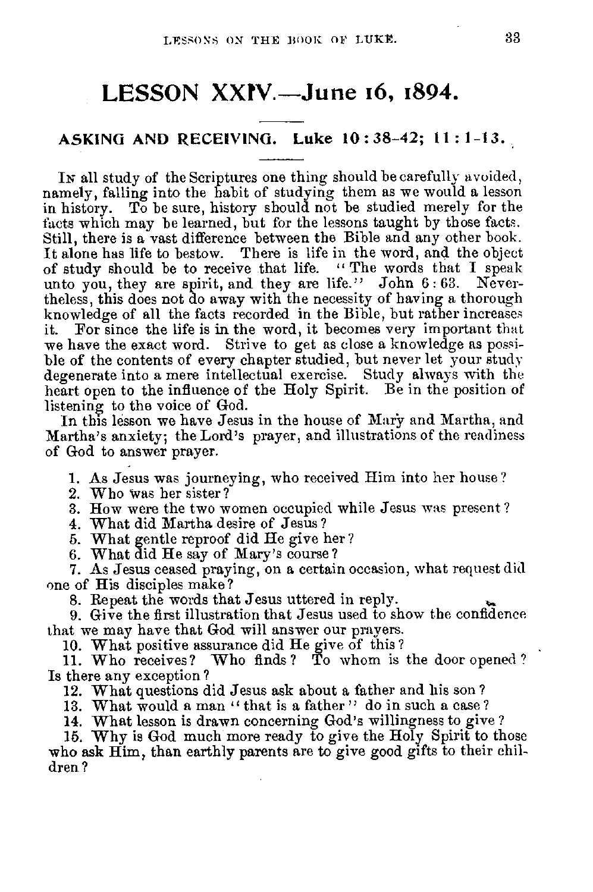# LESSON XXIV.—June 16, 1894.

## ASKING AND RECEIVING. Luke 10:38-42; 11:1-13.

In all study of the Scriptures one thing should be carefully avoided, namely, falling into the habit of studying them as we would a lesson in history. To be sure, history should not be studied merely for the facts which may be learned, but for the lessons taught by those facts. Still, there is a vast difference between the Bible and any other book. It alone has life to bestow. There is life in the word, and the object of study should be to receive that life. "The words that I speak unto you, they are spirit, and they are life." John 6:63. Nevertheless, this does not do away with the necessity of having a thorough knowledge of all the facts recorded in the Bible, but rather increases it. For since the life is in the word, it becomes very important that we have the exact word. Strive to get as close a knowledge as possible of the contents of every chapter studied, but never let your study degenerate into a mere intellectual exercise. Study always with the heart open to the influence of the Holy Spirit. Be in the position of listening to the voice of God.

In this lesson we have Jesus in the house of Mary and Martha, and Martha's anxiety; the Lord's prayer, and illustrations of the readiness of God to answer prayer.

1. As Jesus was journeying, who received Him into her house?
2. Who was her sister?
3. How were the two women occupied while Jesus was present?
4. What did Martha desire of Jesus?
5. What gentle reproof did He give her?
6. What did He say of Mary's course?
7. As Jesus ceased praying, on a certain occasion, what request did one of His disciples make?
8. Repeat the words that Jesus uttered in reply.
9. Give the first illustration that Jesus used to show the confidence that we may have that God will answer our prayers.
10. What positive assurance did He give of this?
11. Who receives? Who finds? To whom is the door opened? Is there any exception?
12. What questions did Jesus ask about a father and his son?
13. What would a man "that is a father" do in such a case?
14. What lesson is drawn concerning God's willingness to give?
15. Why is God much more ready to give the Holy Spirit to those who ask Him, than earthly parents are to give good gifts to their children?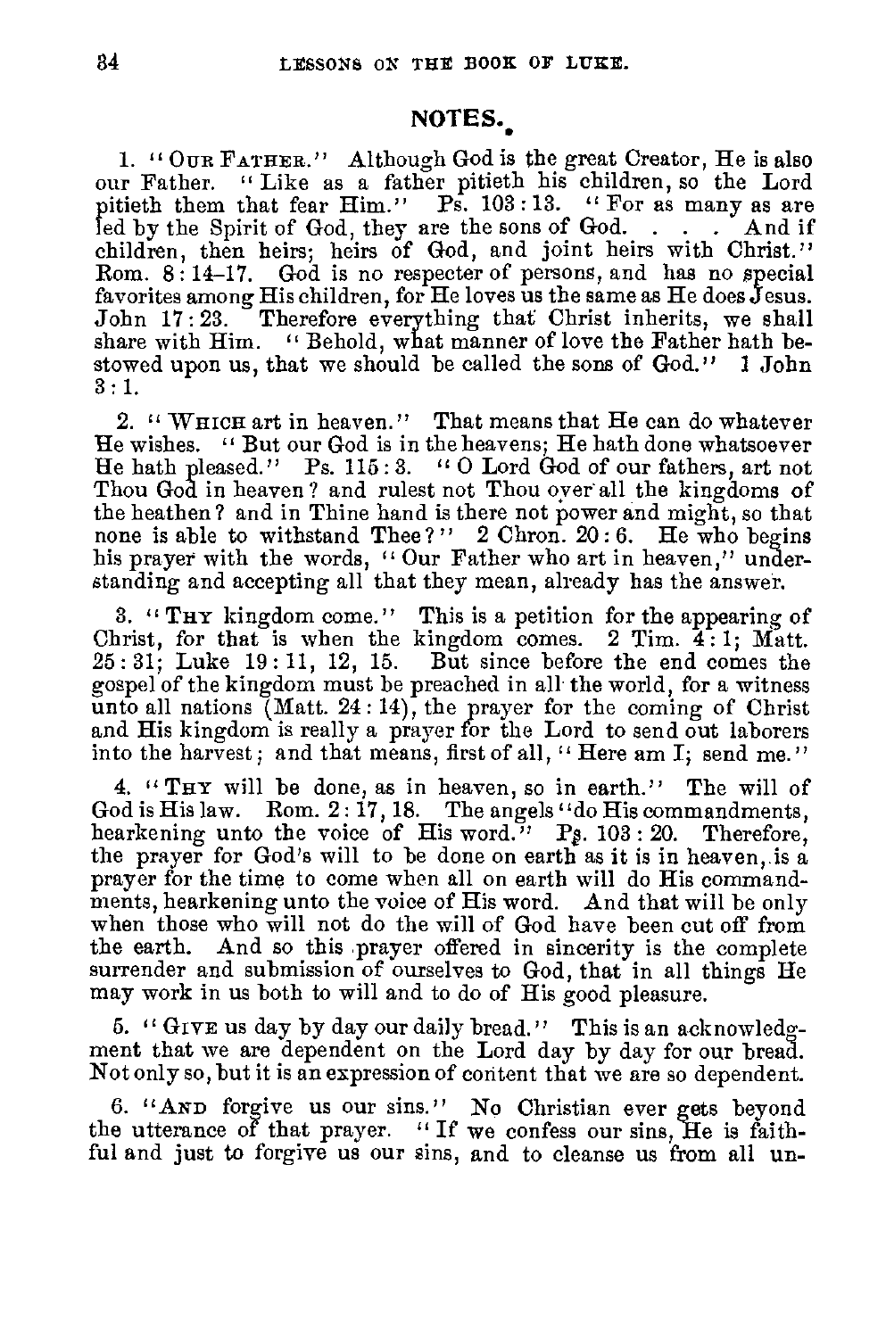## NOTES.

1. "OUR FATHER." Although God is the great Creator, He is also our Father. "Like as a father pitieth his children, so the Lord pitieth them that fear Him." Ps. 103:13. "For as many as are led by the Spirit of God, they are the sons of God. . . . And if children, then heirs; heirs of God, and joint heirs with Christ." Rom. 8:14–17. God is no respecter of persons, and has no special favorites among His children, for He loves us the same as He does Jesus. John 17:23. Therefore everything that Christ inherits, we shall share with Him. "Behold, what manner of love the Father hath bestowed upon us, that we should be called the sons of God." 1 John 3:1.

2. "WHICH art in heaven." That means that He can do whatever He wishes. "But our God is in the heavens; He hath done whatsoever He hath pleased." Ps. 115:3. "O Lord God of our fathers, art not Thou God in heaven? and rulest not Thou over all the kingdoms of the heathen? and in Thine hand is there not power and might, so that none is able to withstand Thee?" 2 Chron. 20:6. He who begins his prayer with the words, "Our Father who art in heaven," understanding and accepting all that they mean, already has the answer.

3. "THY kingdom come." This is a petition for the appearing of Christ, for that is when the kingdom comes. 2 Tim. 4:1; Matt. 25:31; Luke 19:11, 12, 15. But since before the end comes the gospel of the kingdom must be preached in all the world, for a witness unto all nations (Matt. 24:14), the prayer for the coming of Christ and His kingdom is really a prayer for the Lord to send out laborers into the harvest; and that means, first of all, "Here am I; send me."

4. "THY will be done, as in heaven, so in earth." The will of God is His law. Rom. 2:17, 18. The angels "do His commandments, hearkening unto the voice of His word." Ps. 103:20. Therefore, the prayer for God's will to be done on earth as it is in heaven, is a prayer for the time to come when all on earth will do His commandments, hearkening unto the voice of His word. And that will be only when those who will not do the will of God have been cut off from the earth. And so this prayer offered in sincerity is the complete surrender and submission of ourselves to God, that in all things He may work in us both to will and to do of His good pleasure.

5. "GIVE us day by day our daily bread." This is an acknowledgment that we are dependent on the Lord day by day for our bread. Not only so, but it is an expression of content that we are so dependent.

6. "AND forgive us our sins." No Christian ever gets beyond the utterance of that prayer. "If we confess our sins, He is faithful and just to forgive us our sins, and to cleanse us from all un-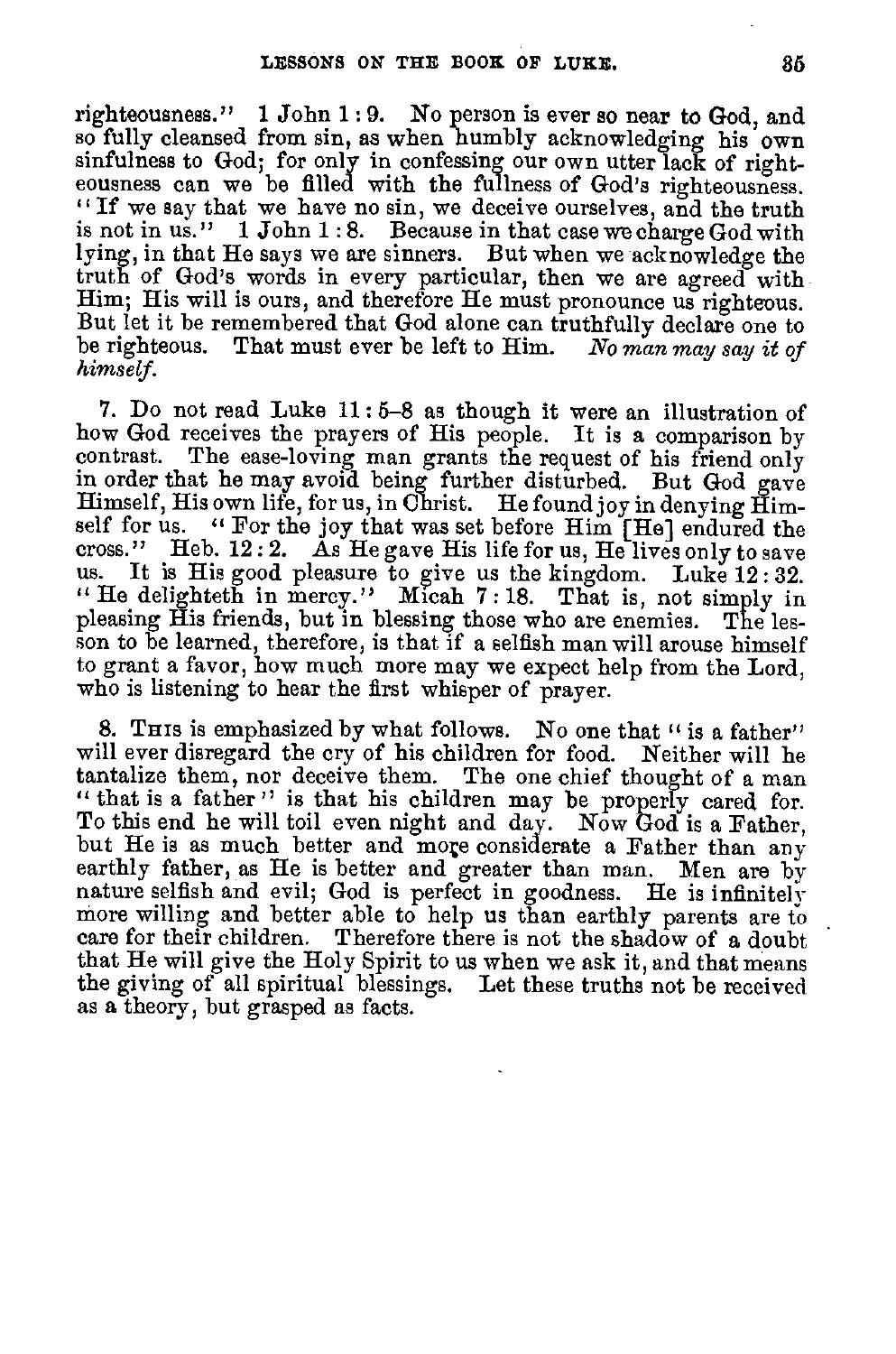righteousness." 1 John 1:9. No person is ever so near to God, and so fully cleansed from sin, as when humbly acknowledging his own sinfulness to God; for only in confessing our own utter lack of righteousness can we be filled with the fullness of God's righteousness. "If we say that we have no sin, we deceive ourselves, and the truth is not in us." 1 John 1:8. Because in that case we charge God with lying, in that He says we are sinners. But when we acknowledge the truth of God's words in every particular, then we are agreed with Him; His will is ours, and therefore He must pronounce us righteous. But let it be remembered that God alone can truthfully declare one to be righteous. That must ever be left to Him. *No man may say it of himself.*

7. Do not read Luke 11:5–8 as though it were an illustration of how God receives the prayers of His people. It is a comparison by contrast. The ease-loving man grants the request of his friend only in order that he may avoid being further disturbed. But God gave Himself, His own life, for us, in Christ. He found joy in denying Himself for us. "For the joy that was set before Him [He] endured the cross." Heb. 12:2. As He gave His life for us, He lives only to save us. It is His good pleasure to give us the kingdom. Luke 12:32. "He delighteth in mercy." Micah 7:18. That is, not simply in pleasing His friends, but in blessing those who are enemies. The lesson to be learned, therefore, is that if a selfish man will arouse himself to grant a favor, how much more may we expect help from the Lord, who is listening to hear the first whisper of prayer.

8. This is emphasized by what follows. No one that "is a father" will ever disregard the cry of his children for food. Neither will he tantalize them, nor deceive them. The one chief thought of a man "that is a father" is that his children may be properly cared for. To this end he will toil even night and day. Now God is a Father, but He is as much better and more considerate a Father than any earthly father, as He is better and greater than man. Men are by nature selfish and evil; God is perfect in goodness. He is infinitely more willing and better able to help us than earthly parents are to care for their children. Therefore there is not the shadow of a doubt that He will give the Holy Spirit to us when we ask it, and that means the giving of all spiritual blessings. Let these truths not be received as a theory, but grasped as facts.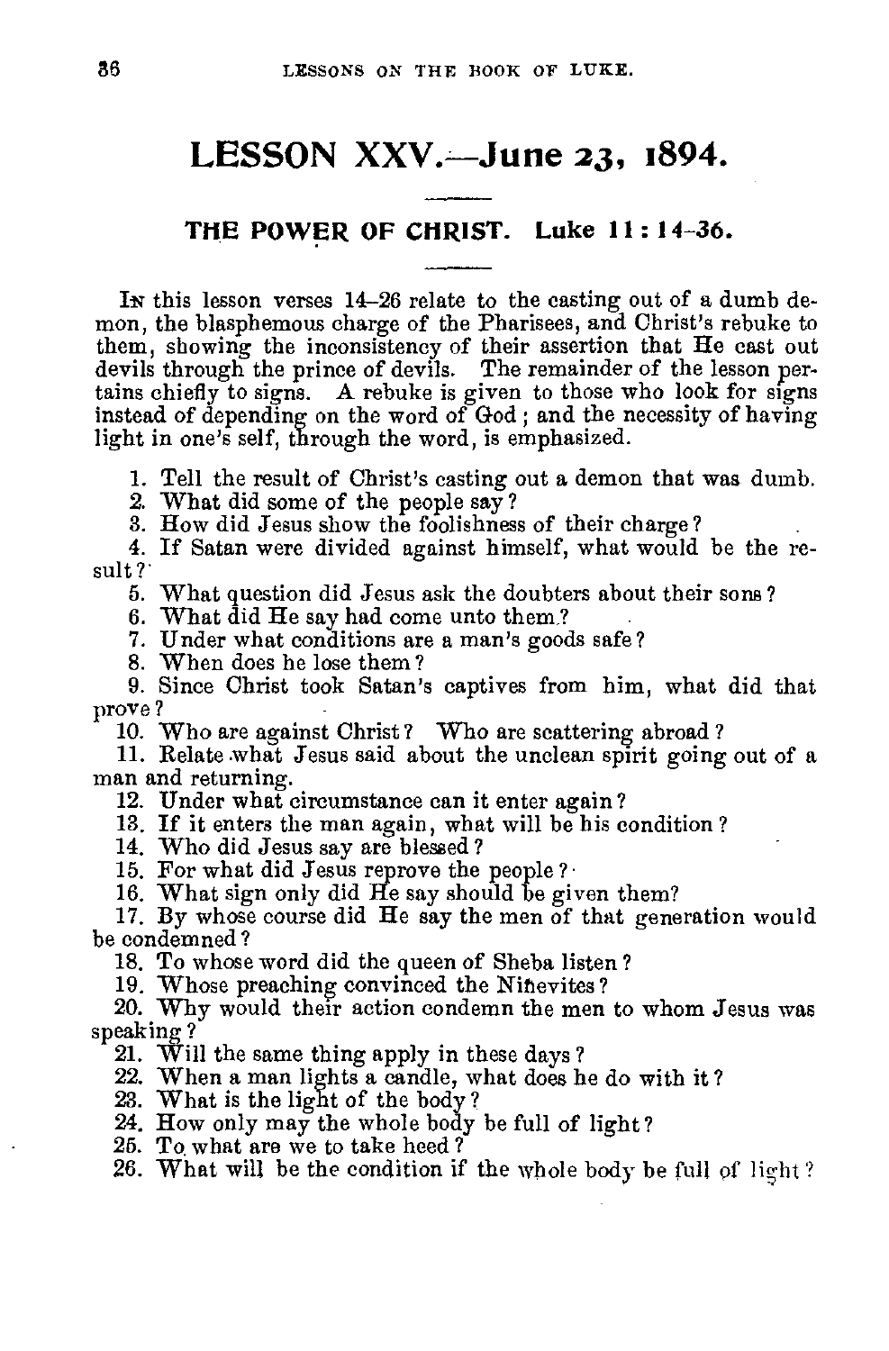# LESSON XXV.—June 23, 1894.

## THE POWER OF CHRIST. Luke 11 : 14-36.

In this lesson verses 14-26 relate to the casting out of a dumb demon, the blasphemous charge of the Pharisees, and Christ's rebuke to them, showing the inconsistency of their assertion that He cast out devils through the prince of devils. The remainder of the lesson pertains chiefly to signs. A rebuke is given to those who look for signs instead of depending on the word of God; and the necessity of having light in one's self, through the word, is emphasized.

1. Tell the result of Christ's casting out a demon that was dumb.
2. What did some of the people say?
3. How did Jesus show the foolishness of their charge?
4. If Satan were divided against himself, what would be the result?
5. What question did Jesus ask the doubters about their sons?
6. What did He say had come unto them?
7. Under what conditions are a man's goods safe?
8. When does he lose them?
9. Since Christ took Satan's captives from him, what did that prove?
10. Who are against Christ? Who are scattering abroad?
11. Relate what Jesus said about the unclean spirit going out of a man and returning.
12. Under what circumstance can it enter again?
13. If it enters the man again, what will be his condition?
14. Who did Jesus say are blessed?
15. For what did Jesus reprove the people?
16. What sign only did He say should be given them?
17. By whose course did He say the men of that generation would be condemned?
18. To whose word did the queen of Sheba listen?
19. Whose preaching convinced the Ninevites?
20. Why would their action condemn the men to whom Jesus was speaking?
21. Will the same thing apply in these days?
22. When a man lights a candle, what does he do with it?
23. What is the light of the body?
24. How only may the whole body be full of light?
25. To what are we to take heed?
26. What will be the condition if the whole body be full of light?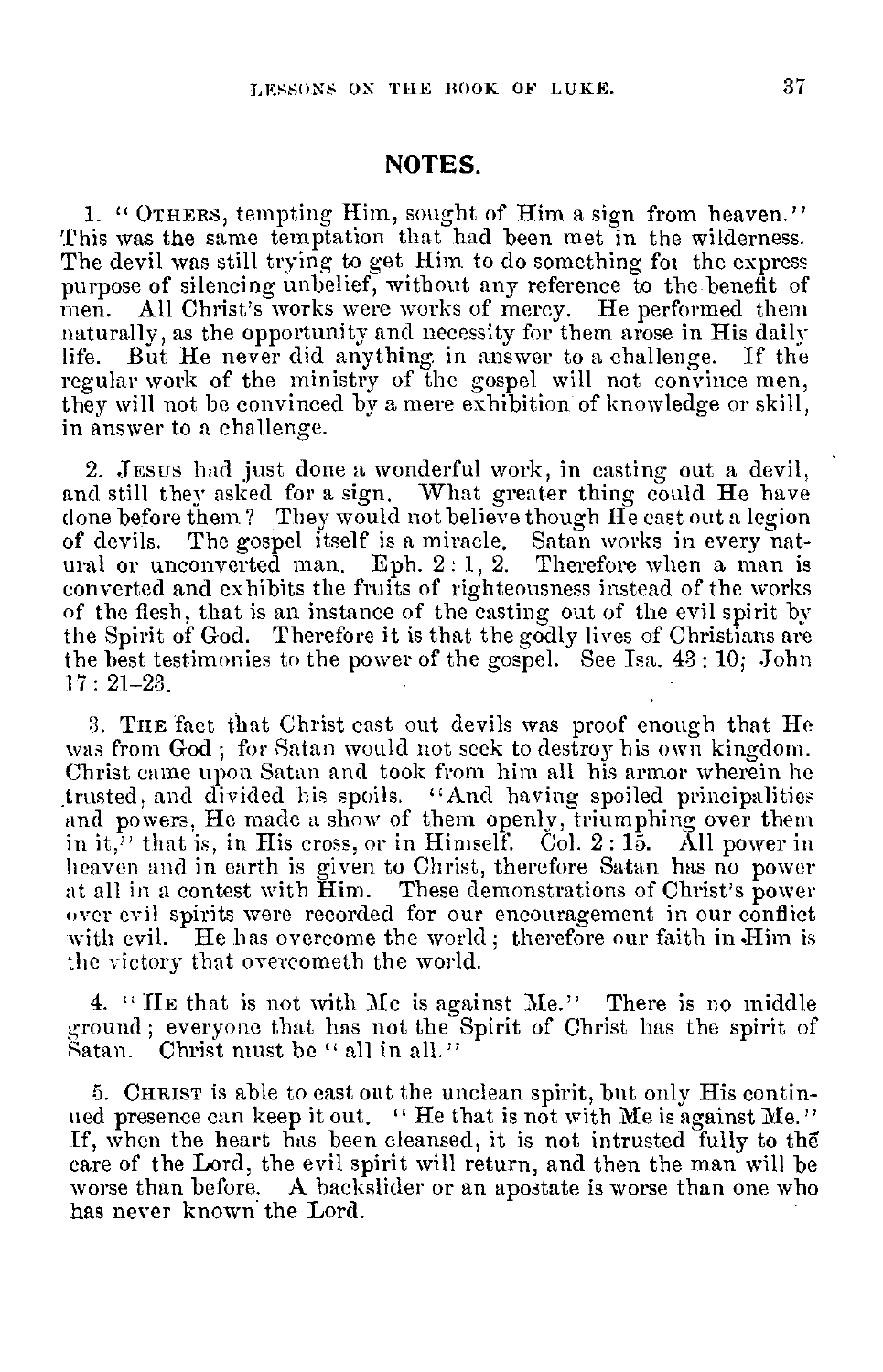## NOTES.

1. "OTHERS, tempting Him, sought of Him a sign from heaven." This was the same temptation that had been met in the wilderness. The devil was still trying to get Him to do something for the express purpose of silencing unbelief, without any reference to the benefit of men. All Christ's works were works of mercy. He performed them naturally, as the opportunity and necessity for them arose in His daily life. But He never did anything in answer to a challenge. If the regular work of the ministry of the gospel will not convince men, they will not be convinced by a mere exhibition of knowledge or skill, in answer to a challenge.

2. JESUS had just done a wonderful work, in casting out a devil, and still they asked for a sign. What greater thing could He have done before them? They would not believe though He cast out a legion of devils. The gospel itself is a miracle. Satan works in every natural or unconverted man. Eph. 2 : 1, 2. Therefore when a man is converted and exhibits the fruits of righteousness instead of the works of the flesh, that is an instance of the casting out of the evil spirit by the Spirit of God. Therefore it is that the godly lives of Christians are the best testimonies to the power of the gospel. See Isa. 43 : 10; John 17 : 21–23.

3. THE fact that Christ cast out devils was proof enough that He was from God ; for Satan would not seek to destroy his own kingdom. Christ came upon Satan and took from him all his armor wherein he trusted, and divided his spoils. "And having spoiled principalities and powers, He made a show of them openly, triumphing over them in it," that is, in His cross, or in Himself. Col. 2 : 15. All power in heaven and in earth is given to Christ, therefore Satan has no power at all in a contest with Him. These demonstrations of Christ's power over evil spirits were recorded for our encouragement in our conflict with evil. He has overcome the world ; therefore our faith in Him is the victory that overcometh the world.

4. "HE that is not with Me is against Me." There is no middle ground ; everyone that has not the Spirit of Christ has the spirit of Satan. Christ must be "all in all."

5. CHRIST is able to cast out the unclean spirit, but only His continued presence can keep it out. "He that is not with Me is against Me." If, when the heart has been cleansed, it is not intrusted fully to the care of the Lord, the evil spirit will return, and then the man will be worse than before. A backslider or an apostate is worse than one who has never known the Lord.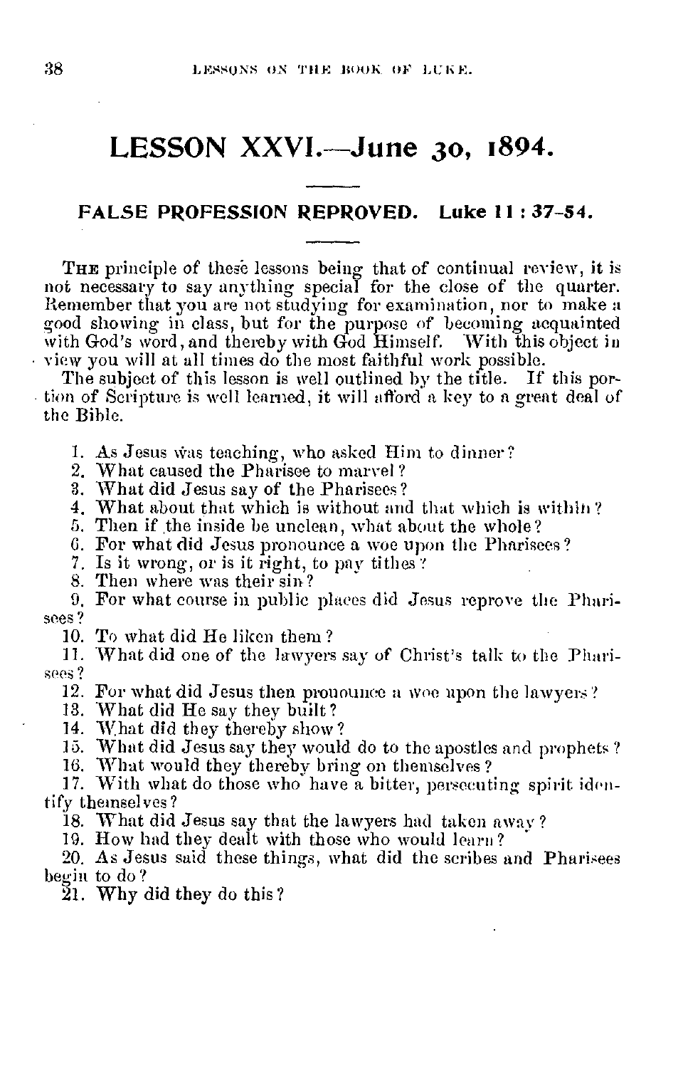# LESSON XXVI.—June 30, 1894.

## FALSE PROFESSION REPROVED. Luke 11 : 37-54.

The principle of these lessons being that of continual review, it is not necessary to say anything special for the close of the quarter. Remember that you are not studying for examination, nor to make a good showing in class, but for the purpose of becoming acquainted with God's word, and thereby with God Himself. With this object in view you will at all times do the most faithful work possible.

The subject of this lesson is well outlined by the title. If this portion of Scripture is well learned, it will afford a key to a great deal of the Bible.

1. As Jesus was teaching, who asked Him to dinner?
2. What caused the Pharisee to marvel?
3. What did Jesus say of the Pharisees?
4. What about that which is without and that which is within?
5. Then if the inside be unclean, what about the whole?
6. For what did Jesus pronounce a woe upon the Pharisees?
7. Is it wrong, or is it right, to pay tithes?
8. Then where was their sin?
9. For what course in public places did Jesus reprove the Pharisees?
10. To what did He liken them?
11. What did one of the lawyers say of Christ's talk to the Pharisees?
12. For what did Jesus then pronounce a woe upon the lawyers?
13. What did He say they built?
14. What did they thereby show?
15. What did Jesus say they would do to the apostles and prophets?
16. What would they thereby bring on themselves?
17. With what do those who have a bitter, persecuting spirit identify themselves?
18. What did Jesus say that the lawyers had taken away?
19. How had they dealt with those who would learn?
20. As Jesus said these things, what did the scribes and Pharisees begin to do?
21. Why did they do this?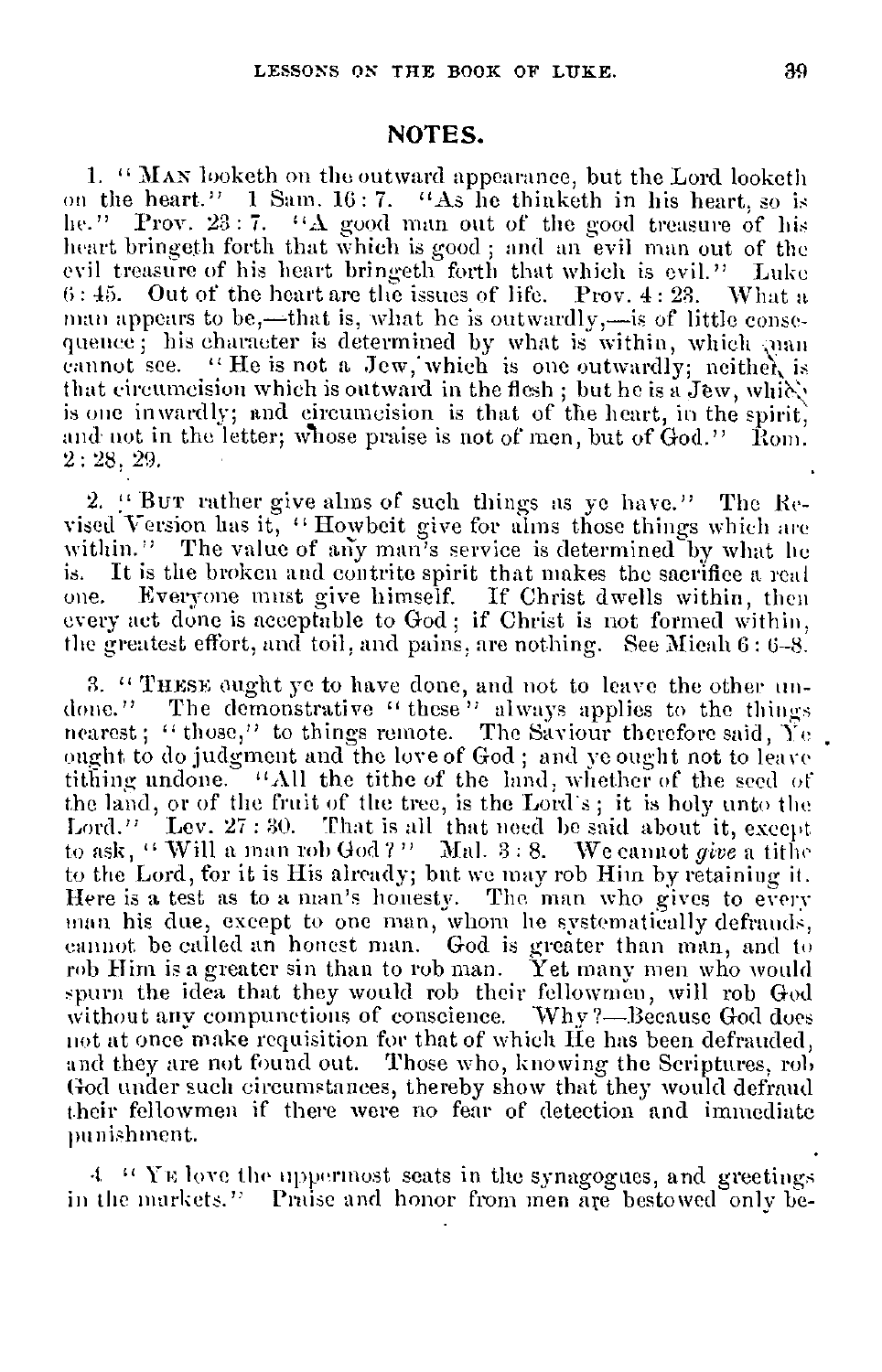## NOTES.

1. "MAN looketh on the outward appearance, but the Lord looketh on the heart." 1 Sam. 16 : 7. "As he thinketh in his heart, so is he." Prov. 23 : 7. "A good man out of the good treasure of his heart bringeth forth that which is good ; and an evil man out of the evil treasure of his heart bringeth forth that which is evil." Luke 6 : 45. Out of the heart are the issues of life. Prov. 4 : 23. What a man appears to be,—that is, what he is outwardly,—is of little consequence ; his character is determined by what is within, which man cannot see. "He is not a Jew, which is one outwardly; neither is that circumcision which is outward in the flesh ; but he is a Jew, which is one inwardly; and circumcision is that of the heart, in the spirit, and not in the letter; whose praise is not of men, but of God." Rom. 2 : 28, 29.

2. "BUT rather give alms of such things as ye have." The Revised Version has it, "Howbeit give for alms those things which are within." The value of any man's service is determined by what he is. It is the broken and contrite spirit that makes the sacrifice a real one. Everyone must give himself. If Christ dwells within, then every act done is acceptable to God ; if Christ is not formed within, the greatest effort, and toil, and pains, are nothing. See Micah 6 : 6-8.

3. "THESE ought ye to have done, and not to leave the other undone." The demonstrative "these" always applies to the things nearest ; "those," to things remote. The Saviour therefore said, Ye ought to do judgment and the love of God ; and ye ought not to leave tithing undone. "All the tithe of the land, whether of the seed of the land, or of the fruit of the tree, is the Lord's ; it is holy unto the Lord." Lev. 27 : 30. That is all that need be said about it, except to ask, "Will a man rob God ?" Mal. 3 : 8. We cannot *give* a tithe to the Lord, for it is His already; but we may rob Him by retaining it. Here is a test as to a man's honesty. The man who gives to every man his due, except to one man, whom he systematically defrauds, cannot be called an honest man. God is greater than man, and to rob Him is a greater sin than to rob man. Yet many men who would spurn the idea that they would rob their fellowmen, will rob God without any compunctions of conscience. Why ?—Because God does not at once make requisition for that of which He has been defrauded, and they are not found out. Those who, knowing the Scriptures, rob God under such circumstances, thereby show that they would defraud their fellowmen if there were no fear of detection and immediate punishment.

4. "YE love the uppermost seats in the synagogues, and greetings in the markets." Praise and honor from men are bestowed only be-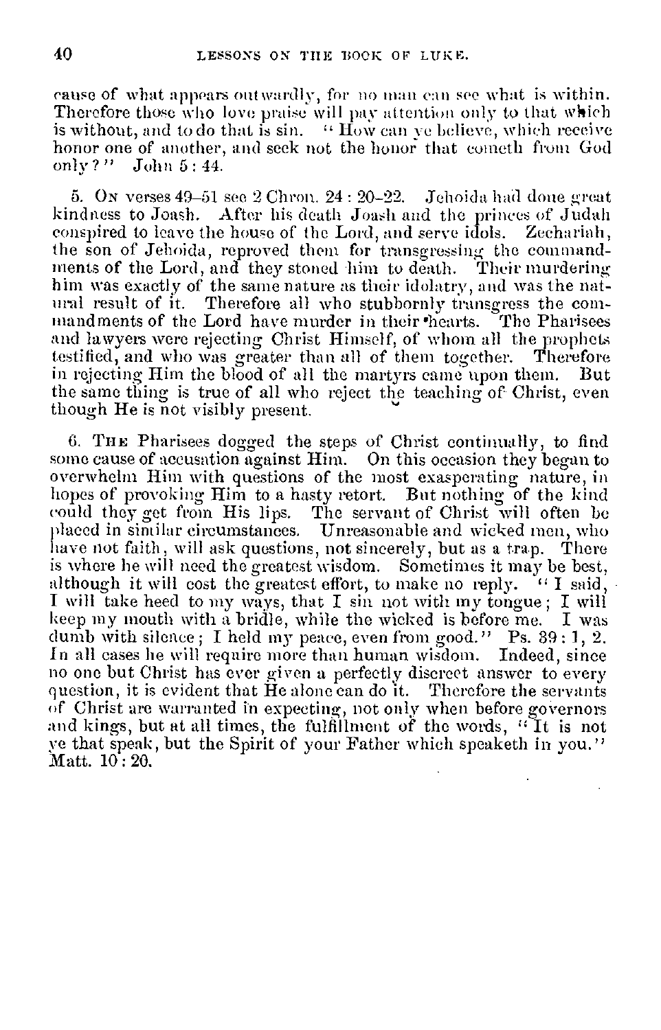cause of what appears outwardly, for no man can see what is within. Therefore those who love praise will pay attention only to that which is without, and to do that is sin. "How can ye believe, which receive honor one of another, and seek not the honor that cometh from God only?" John 5 : 44.

5. On verses 49–51 see 2 Chron. 24 : 20–22. Jehoida had done great kindness to Joash. After his death Joash and the princes of Judah conspired to leave the house of the Lord, and serve idols. Zechariah, the son of Jehoida, reproved them for transgressing the commandments of the Lord, and they stoned him to death. Their murdering him was exactly of the same nature as their idolatry, and was the natural result of it. Therefore all who stubbornly transgress the commandments of the Lord have murder in their hearts. The Pharisees and lawyers were rejecting Christ Himself, of whom all the prophets testified, and who was greater than all of them together. Therefore in rejecting Him the blood of all the martyrs came upon them. But the same thing is true of all who reject the teaching of Christ, even though He is not visibly present.

6. The Pharisees dogged the steps of Christ continually, to find some cause of accusation against Him. On this occasion they began to overwhelm Him with questions of the most exasperating nature, in hopes of provoking Him to a hasty retort. But nothing of the kind could they get from His lips. The servant of Christ will often be placed in similar circumstances. Unreasonable and wicked men, who have not faith, will ask questions, not sincerely, but as a trap. There is where he will need the greatest wisdom. Sometimes it may be best, although it will cost the greatest effort, to make no reply. "I said, I will take heed to my ways, that I sin not with my tongue; I will keep my mouth with a bridle, while the wicked is before me. I was dumb with silence; I held my peace, even from good." Ps. 39 : 1, 2. In all cases he will require more than human wisdom. Indeed, since no one but Christ has ever given a perfectly discreet answer to every question, it is evident that He alone can do it. Therefore the servants of Christ are warranted in expecting, not only when before governors and kings, but at all times, the fulfillment of the words, "It is not ye that speak, but the Spirit of your Father which speaketh in you." Matt. 10 : 20.